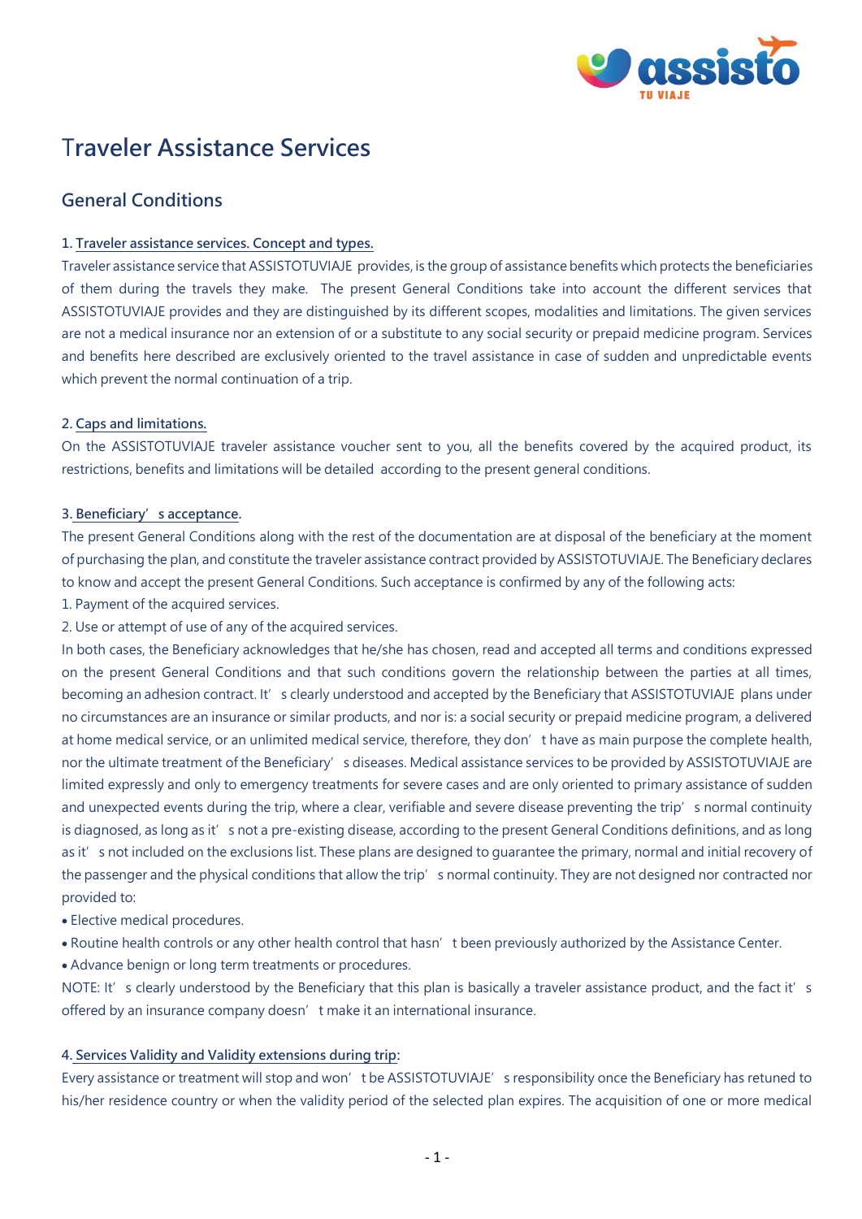# Traveler Assistance Services

## General Conditions

**1. Traveler assistance services. Concept and types.**

Traveler assistance service that ASSISTOTUVIAJE provides, is the group of assistance benefits which protects the beneficiaries of them during the travels they make. The present General Conditions take into account the different services that ASSISTOTUVIAJE provides and they are distinguished by its different scopes, modalities and limitations. The given services are not a medical insurance nor an extension of or a substitute to any social security or prepaid medicine program. Services and benefits here described are exclusively oriented to the travel assistance in case of sudden and unpredictable events which prevent the normal continuation of a trip.

**2. Caps and limitations.**

On the ASSISTOTUVIAJE traveler assistance voucher sent to you, all the benefits covered by the acquired product, its restrictions, benefits and limitations will be detailed according to the present general conditions.

**3. Beneficiary's acceptance.**

The present General Conditions along with the rest of the documentation are at disposal of the beneficiary at the moment of purchasing the plan, and constitute the traveler assistance contract provided by ASSISTOTUVIAJE. The Beneficiary declares to know and accept the present General Conditions. Such acceptance is confirmed by any of the following acts:

1. Payment of the acquired services.
2. Use or attempt of use of any of the acquired services.

In both cases, the Beneficiary acknowledges that he/she has chosen, read and accepted all terms and conditions expressed on the present General Conditions and that such conditions govern the relationship between the parties at all times, becoming an adhesion contract. It's clearly understood and accepted by the Beneficiary that ASSISTOTUVIAJE plans under no circumstances are an insurance or similar products, and nor is: a social security or prepaid medicine program, a delivered at home medical service, or an unlimited medical service, therefore, they don't have as main purpose the complete health, nor the ultimate treatment of the Beneficiary's diseases. Medical assistance services to be provided by ASSISTOTUVIAJE are limited expressly and only to emergency treatments for severe cases and are only oriented to primary assistance of sudden and unexpected events during the trip, where a clear, verifiable and severe disease preventing the trip's normal continuity is diagnosed, as long as it's not a pre-existing disease, according to the present General Conditions definitions, and as long as it's not included on the exclusions list. These plans are designed to guarantee the primary, normal and initial recovery of the passenger and the physical conditions that allow the trip's normal continuity. They are not designed nor contracted nor provided to:

- Elective medical procedures.
- Routine health controls or any other health control that hasn't been previously authorized by the Assistance Center.
- Advance benign or long term treatments or procedures.

NOTE: It's clearly understood by the Beneficiary that this plan is basically a traveler assistance product, and the fact it's offered by an insurance company doesn't make it an international insurance.

**4. Services Validity and Validity extensions during trip:**

Every assistance or treatment will stop and won't be ASSISTOTUVIAJE's responsibility once the Beneficiary has retuned to his/her residence country or when the validity period of the selected plan expires. The acquisition of one or more medical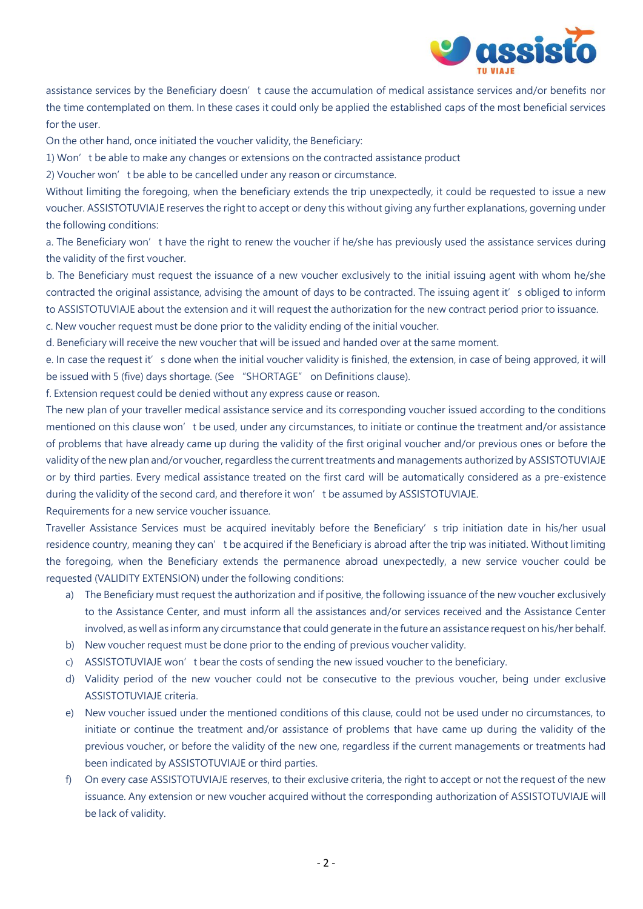assistance services by the Beneficiary doesn't cause the accumulation of medical assistance services and/or benefits nor the time contemplated on them. In these cases it could only be applied the established caps of the most beneficial services for the user.

On the other hand, once initiated the voucher validity, the Beneficiary:

1) Won't be able to make any changes or extensions on the contracted assistance product

2) Voucher won't be able to be cancelled under any reason or circumstance.

Without limiting the foregoing, when the beneficiary extends the trip unexpectedly, it could be requested to issue a new voucher. ASSISTOTUVIAJE reserves the right to accept or deny this without giving any further explanations, governing under the following conditions:

a. The Beneficiary won't have the right to renew the voucher if he/she has previously used the assistance services during the validity of the first voucher.

b. The Beneficiary must request the issuance of a new voucher exclusively to the initial issuing agent with whom he/she contracted the original assistance, advising the amount of days to be contracted. The issuing agent it's obliged to inform to ASSISTOTUVIAJE about the extension and it will request the authorization for the new contract period prior to issuance.

c. New voucher request must be done prior to the validity ending of the initial voucher.

d. Beneficiary will receive the new voucher that will be issued and handed over at the same moment.

e. In case the request it's done when the initial voucher validity is finished, the extension, in case of being approved, it will be issued with 5 (five) days shortage. (See "SHORTAGE" on Definitions clause).

f. Extension request could be denied without any express cause or reason.

The new plan of your traveller medical assistance service and its corresponding voucher issued according to the conditions mentioned on this clause won't be used, under any circumstances, to initiate or continue the treatment and/or assistance of problems that have already came up during the validity of the first original voucher and/or previous ones or before the validity of the new plan and/or voucher, regardless the current treatments and managements authorized by ASSISTOTUVIAJE or by third parties. Every medical assistance treated on the first card will be automatically considered as a pre-existence during the validity of the second card, and therefore it won't be assumed by ASSISTOTUVIAJE.

Requirements for a new service voucher issuance.

Traveller Assistance Services must be acquired inevitably before the Beneficiary's trip initiation date in his/her usual residence country, meaning they can't be acquired if the Beneficiary is abroad after the trip was initiated. Without limiting the foregoing, when the Beneficiary extends the permanence abroad unexpectedly, a new service voucher could be requested (VALIDITY EXTENSION) under the following conditions:

a) The Beneficiary must request the authorization and if positive, the following issuance of the new voucher exclusively to the Assistance Center, and must inform all the assistances and/or services received and the Assistance Center involved, as well as inform any circumstance that could generate in the future an assistance request on his/her behalf.

b) New voucher request must be done prior to the ending of previous voucher validity.

c) ASSISTOTUVIAJE won't bear the costs of sending the new issued voucher to the beneficiary.

d) Validity period of the new voucher could not be consecutive to the previous voucher, being under exclusive ASSISTOTUVIAJE criteria.

e) New voucher issued under the mentioned conditions of this clause, could not be used under no circumstances, to initiate or continue the treatment and/or assistance of problems that have came up during the validity of the previous voucher, or before the validity of the new one, regardless if the current managements or treatments had been indicated by ASSISTOTUVIAJE or third parties.

f) On every case ASSISTOTUVIAJE reserves, to their exclusive criteria, the right to accept or not the request of the new issuance. Any extension or new voucher acquired without the corresponding authorization of ASSISTOTUVIAJE will be lack of validity.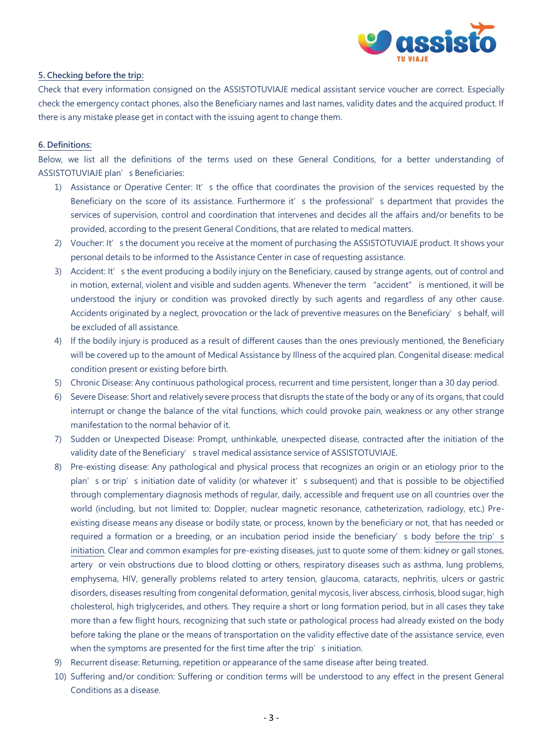## 5. Checking before the trip:

Check that every information consigned on the ASSISTOTUVIAJE medical assistant service voucher are correct. Especially check the emergency contact phones, also the Beneficiary names and last names, validity dates and the acquired product. If there is any mistake please get in contact with the issuing agent to change them.

## 6. Definitions:

Below, we list all the definitions of the terms used on these General Conditions, for a better understanding of ASSISTOTUVIAJE plan's Beneficiaries:

1) Assistance or Operative Center: It's the office that coordinates the provision of the services requested by the Beneficiary on the score of its assistance. Furthermore it's the professional's department that provides the services of supervision, control and coordination that intervenes and decides all the affairs and/or benefits to be provided, according to the present General Conditions, that are related to medical matters.
2) Voucher: It's the document you receive at the moment of purchasing the ASSISTOTUVIAJE product. It shows your personal details to be informed to the Assistance Center in case of requesting assistance.
3) Accident: It's the event producing a bodily injury on the Beneficiary, caused by strange agents, out of control and in motion, external, violent and visible and sudden agents. Whenever the term "accident" is mentioned, it will be understood the injury or condition was provoked directly by such agents and regardless of any other cause. Accidents originated by a neglect, provocation or the lack of preventive measures on the Beneficiary's behalf, will be excluded of all assistance.
4) If the bodily injury is produced as a result of different causes than the ones previously mentioned, the Beneficiary will be covered up to the amount of Medical Assistance by Illness of the acquired plan. Congenital disease: medical condition present or existing before birth.
5) Chronic Disease: Any continuous pathological process, recurrent and time persistent, longer than a 30 day period.
6) Severe Disease: Short and relatively severe process that disrupts the state of the body or any of its organs, that could interrupt or change the balance of the vital functions, which could provoke pain, weakness or any other strange manifestation to the normal behavior of it.
7) Sudden or Unexpected Disease: Prompt, unthinkable, unexpected disease, contracted after the initiation of the validity date of the Beneficiary's travel medical assistance service of ASSISTOTUVIAJE.
8) Pre-existing disease: Any pathological and physical process that recognizes an origin or an etiology prior to the plan's or trip's initiation date of validity (or whatever it's subsequent) and that is possible to be objectified through complementary diagnosis methods of regular, daily, accessible and frequent use on all countries over the world (including, but not limited to: Doppler, nuclear magnetic resonance, catheterization, radiology, etc.) Pre-existing disease means any disease or bodily state, or process, known by the beneficiary or not, that has needed or required a formation or a breeding, or an incubation period inside the beneficiary's body before the trip's initiation. Clear and common examples for pre-existing diseases, just to quote some of them: kidney or gall stones, artery or vein obstructions due to blood clotting or others, respiratory diseases such as asthma, lung problems, emphysema, HIV, generally problems related to artery tension, glaucoma, cataracts, nephritis, ulcers or gastric disorders, diseases resulting from congenital deformation, genital mycosis, liver abscess, cirrhosis, blood sugar, high cholesterol, high triglycerides, and others. They require a short or long formation period, but in all cases they take more than a few flight hours, recognizing that such state or pathological process had already existed on the body before taking the plane or the means of transportation on the validity effective date of the assistance service, even when the symptoms are presented for the first time after the trip's initiation.
9) Recurrent disease: Returning, repetition or appearance of the same disease after being treated.
10) Suffering and/or condition: Suffering or condition terms will be understood to any effect in the present General Conditions as a disease.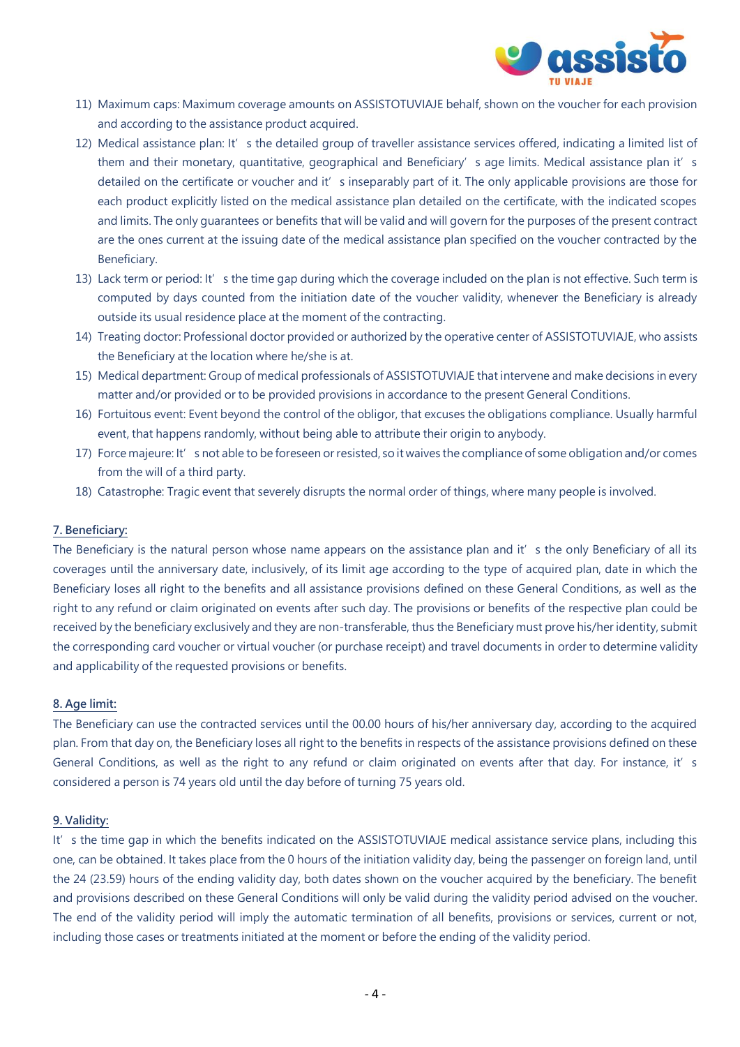11) Maximum caps: Maximum coverage amounts on ASSISTOTUVIAJE behalf, shown on the voucher for each provision and according to the assistance product acquired.
12) Medical assistance plan: It's the detailed group of traveller assistance services offered, indicating a limited list of them and their monetary, quantitative, geographical and Beneficiary's age limits. Medical assistance plan it's detailed on the certificate or voucher and it's inseparably part of it. The only applicable provisions are those for each product explicitly listed on the medical assistance plan detailed on the certificate, with the indicated scopes and limits. The only guarantees or benefits that will be valid and will govern for the purposes of the present contract are the ones current at the issuing date of the medical assistance plan specified on the voucher contracted by the Beneficiary.
13) Lack term or period: It's the time gap during which the coverage included on the plan is not effective. Such term is computed by days counted from the initiation date of the voucher validity, whenever the Beneficiary is already outside its usual residence place at the moment of the contracting.
14) Treating doctor: Professional doctor provided or authorized by the operative center of ASSISTOTUVIAJE, who assists the Beneficiary at the location where he/she is at.
15) Medical department: Group of medical professionals of ASSISTOTUVIAJE that intervene and make decisions in every matter and/or provided or to be provided provisions in accordance to the present General Conditions.
16) Fortuitous event: Event beyond the control of the obligor, that excuses the obligations compliance. Usually harmful event, that happens randomly, without being able to attribute their origin to anybody.
17) Force majeure: It's not able to be foreseen or resisted, so it waives the compliance of some obligation and/or comes from the will of a third party.
18) Catastrophe: Tragic event that severely disrupts the normal order of things, where many people is involved.

## 7. Beneficiary:

The Beneficiary is the natural person whose name appears on the assistance plan and it's the only Beneficiary of all its coverages until the anniversary date, inclusively, of its limit age according to the type of acquired plan, date in which the Beneficiary loses all right to the benefits and all assistance provisions defined on these General Conditions, as well as the right to any refund or claim originated on events after such day. The provisions or benefits of the respective plan could be received by the beneficiary exclusively and they are non-transferable, thus the Beneficiary must prove his/her identity, submit the corresponding card voucher or virtual voucher (or purchase receipt) and travel documents in order to determine validity and applicability of the requested provisions or benefits.

## 8. Age limit:

The Beneficiary can use the contracted services until the 00.00 hours of his/her anniversary day, according to the acquired plan. From that day on, the Beneficiary loses all right to the benefits in respects of the assistance provisions defined on these General Conditions, as well as the right to any refund or claim originated on events after that day. For instance, it's considered a person is 74 years old until the day before of turning 75 years old.

## 9. Validity:

It's the time gap in which the benefits indicated on the ASSISTOTUVIAJE medical assistance service plans, including this one, can be obtained. It takes place from the 0 hours of the initiation validity day, being the passenger on foreign land, until the 24 (23.59) hours of the ending validity day, both dates shown on the voucher acquired by the beneficiary. The benefit and provisions described on these General Conditions will only be valid during the validity period advised on the voucher. The end of the validity period will imply the automatic termination of all benefits, provisions or services, current or not, including those cases or treatments initiated at the moment or before the ending of the validity period.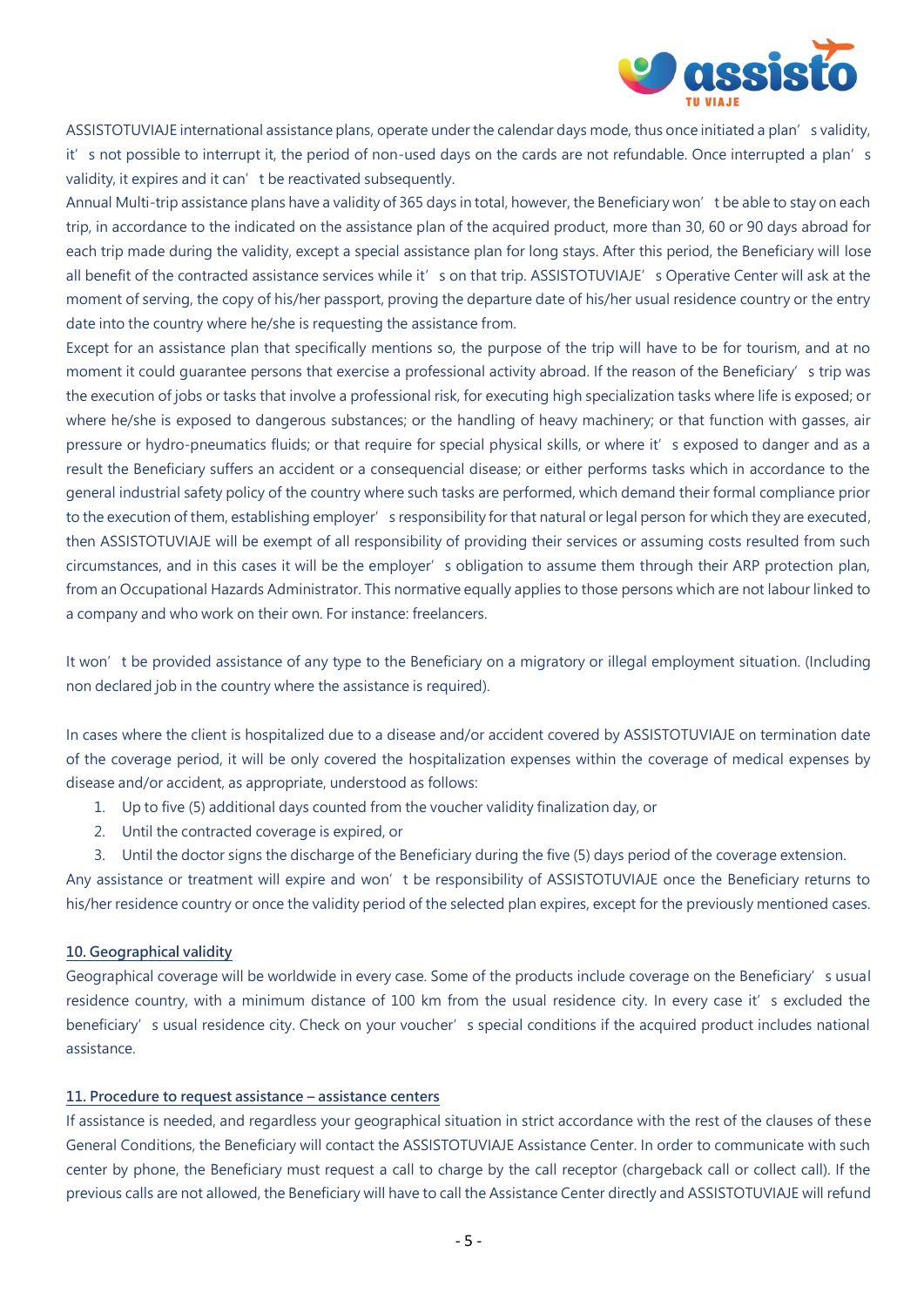ASSISTOTUVIAJE international assistance plans, operate under the calendar days mode, thus once initiated a plan's validity, it's not possible to interrupt it, the period of non-used days on the cards are not refundable. Once interrupted a plan's validity, it expires and it can't be reactivated subsequently.

Annual Multi-trip assistance plans have a validity of 365 days in total, however, the Beneficiary won't be able to stay on each trip, in accordance to the indicated on the assistance plan of the acquired product, more than 30, 60 or 90 days abroad for each trip made during the validity, except a special assistance plan for long stays. After this period, the Beneficiary will lose all benefit of the contracted assistance services while it's on that trip. ASSISTOTUVIAJE's Operative Center will ask at the moment of serving, the copy of his/her passport, proving the departure date of his/her usual residence country or the entry date into the country where he/she is requesting the assistance from.

Except for an assistance plan that specifically mentions so, the purpose of the trip will have to be for tourism, and at no moment it could guarantee persons that exercise a professional activity abroad. If the reason of the Beneficiary's trip was the execution of jobs or tasks that involve a professional risk, for executing high specialization tasks where life is exposed; or where he/she is exposed to dangerous substances; or the handling of heavy machinery; or that function with gasses, air pressure or hydro-pneumatics fluids; or that require for special physical skills, or where it's exposed to danger and as a result the Beneficiary suffers an accident or a consequential disease; or either performs tasks which in accordance to the general industrial safety policy of the country where such tasks are performed, which demand their formal compliance prior to the execution of them, establishing employer's responsibility for that natural or legal person for which they are executed, then ASSISTOTUVIAJE will be exempt of all responsibility of providing their services or assuming costs resulted from such circumstances, and in this cases it will be the employer's obligation to assume them through their ARP protection plan, from an Occupational Hazards Administrator. This normative equally applies to those persons which are not labour linked to a company and who work on their own. For instance: freelancers.

It won't be provided assistance of any type to the Beneficiary on a migratory or illegal employment situation. (Including non declared job in the country where the assistance is required).

In cases where the client is hospitalized due to a disease and/or accident covered by ASSISTOTUVIAJE on termination date of the coverage period, it will be only covered the hospitalization expenses within the coverage of medical expenses by disease and/or accident, as appropriate, understood as follows:

1. Up to five (5) additional days counted from the voucher validity finalization day, or
2. Until the contracted coverage is expired, or
3. Until the doctor signs the discharge of the Beneficiary during the five (5) days period of the coverage extension.

Any assistance or treatment will expire and won't be responsibility of ASSISTOTUVIAJE once the Beneficiary returns to his/her residence country or once the validity period of the selected plan expires, except for the previously mentioned cases.

## 10. Geographical validity

Geographical coverage will be worldwide in every case. Some of the products include coverage on the Beneficiary's usual residence country, with a minimum distance of 100 km from the usual residence city. In every case it's excluded the beneficiary's usual residence city. Check on your voucher's special conditions if the acquired product includes national assistance.

## 11. Procedure to request assistance – assistance centers

If assistance is needed, and regardless your geographical situation in strict accordance with the rest of the clauses of these General Conditions, the Beneficiary will contact the ASSISTOTUVIAJE Assistance Center. In order to communicate with such center by phone, the Beneficiary must request a call to charge by the call receptor (chargeback call or collect call). If the previous calls are not allowed, the Beneficiary will have to call the Assistance Center directly and ASSISTOTUVIAJE will refund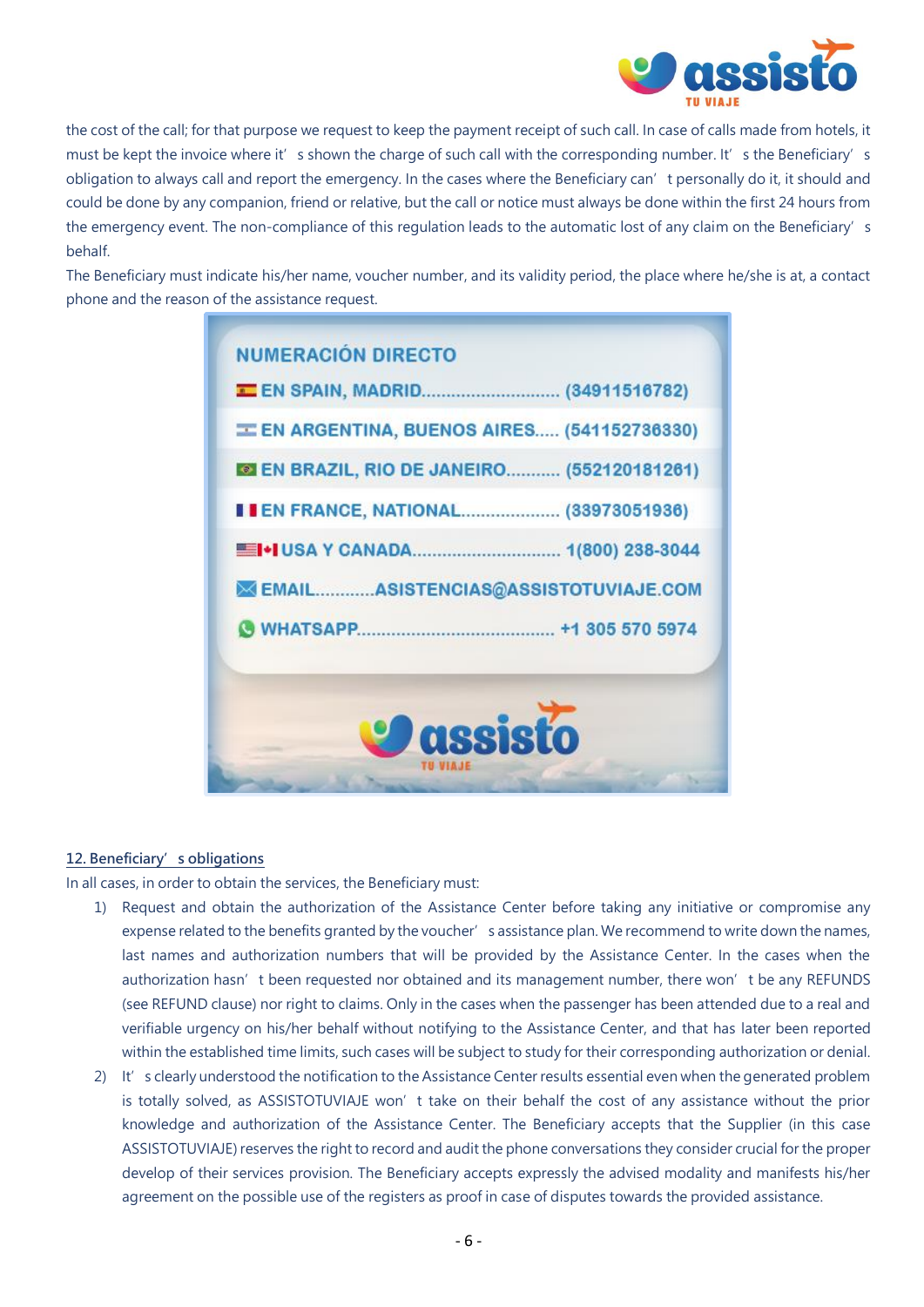the cost of the call; for that purpose we request to keep the payment receipt of such call. In case of calls made from hotels, it must be kept the invoice where it's shown the charge of such call with the corresponding number. It's the Beneficiary's obligation to always call and report the emergency. In the cases where the Beneficiary can't personally do it, it should and could be done by any companion, friend or relative, but the call or notice must always be done within the first 24 hours from the emergency event. The non-compliance of this regulation leads to the automatic lost of any claim on the Beneficiary's behalf.

The Beneficiary must indicate his/her name, voucher number, and its validity period, the place where he/she is at, a contact phone and the reason of the assistance request.

**NUMERACIÓN DIRECTO**

- EN SPAIN, MADRID.............................. (34911516782)
- EN ARGENTINA, BUENOS AIRES..... (541152736330)
- EN BRAZIL, RIO DE JANEIRO........... (552120181261)
- EN FRANCE, NATIONAL.................... (33973051936)
- USA Y CANADA.............................. 1(800) 238-3044
- EMAIL............ASISTENCIAS@ASSISTOTUVIAJE.COM
- WHATSAPP........................................ +1 305 570 5974

## 12. Beneficiary's obligations

In all cases, in order to obtain the services, the Beneficiary must:

1) Request and obtain the authorization of the Assistance Center before taking any initiative or compromise any expense related to the benefits granted by the voucher's assistance plan. We recommend to write down the names, last names and authorization numbers that will be provided by the Assistance Center. In the cases when the authorization hasn't been requested nor obtained and its management number, there won't be any REFUNDS (see REFUND clause) nor right to claims. Only in the cases when the passenger has been attended due to a real and verifiable urgency on his/her behalf without notifying to the Assistance Center, and that has later been reported within the established time limits, such cases will be subject to study for their corresponding authorization or denial.
2) It's clearly understood the notification to the Assistance Center results essential even when the generated problem is totally solved, as ASSISTOTUVIAJE won't take on their behalf the cost of any assistance without the prior knowledge and authorization of the Assistance Center. The Beneficiary accepts that the Supplier (in this case ASSISTOTUVIAJE) reserves the right to record and audit the phone conversations they consider crucial for the proper develop of their services provision. The Beneficiary accepts expressly the advised modality and manifests his/her agreement on the possible use of the registers as proof in case of disputes towards the provided assistance.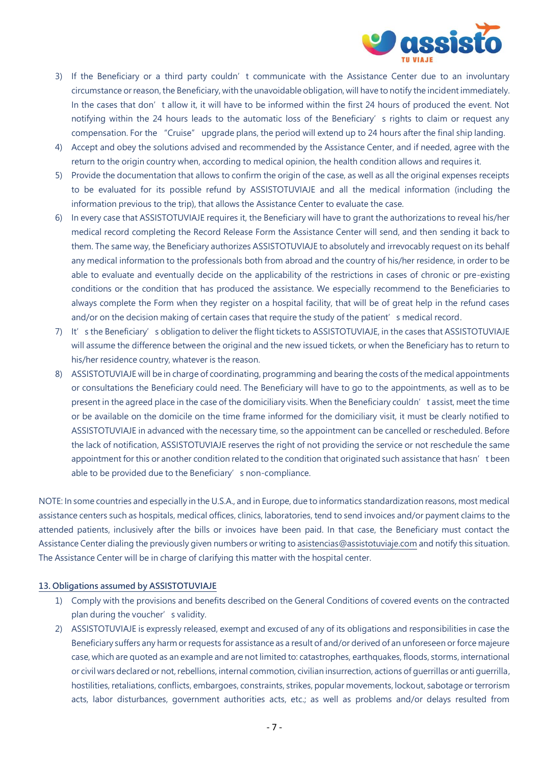3) If the Beneficiary or a third party couldn't communicate with the Assistance Center due to an involuntary circumstance or reason, the Beneficiary, with the unavoidable obligation, will have to notify the incident immediately. In the cases that don't allow it, it will have to be informed within the first 24 hours of produced the event. Not notifying within the 24 hours leads to the automatic loss of the Beneficiary's rights to claim or request any compensation. For the "Cruise" upgrade plans, the period will extend up to 24 hours after the final ship landing.
4) Accept and obey the solutions advised and recommended by the Assistance Center, and if needed, agree with the return to the origin country when, according to medical opinion, the health condition allows and requires it.
5) Provide the documentation that allows to confirm the origin of the case, as well as all the original expenses receipts to be evaluated for its possible refund by ASSISTOTUVIAJE and all the medical information (including the information previous to the trip), that allows the Assistance Center to evaluate the case.
6) In every case that ASSISTOTUVIAJE requires it, the Beneficiary will have to grant the authorizations to reveal his/her medical record completing the Record Release Form the Assistance Center will send, and then sending it back to them. The same way, the Beneficiary authorizes ASSISTOTUVIAJE to absolutely and irrevocably request on its behalf any medical information to the professionals both from abroad and the country of his/her residence, in order to be able to evaluate and eventually decide on the applicability of the restrictions in cases of chronic or pre-existing conditions or the condition that has produced the assistance. We especially recommend to the Beneficiaries to always complete the Form when they register on a hospital facility, that will be of great help in the refund cases and/or on the decision making of certain cases that require the study of the patient's medical record.
7) It's the Beneficiary's obligation to deliver the flight tickets to ASSISTOTUVIAJE, in the cases that ASSISTOTUVIAJE will assume the difference between the original and the new issued tickets, or when the Beneficiary has to return to his/her residence country, whatever is the reason.
8) ASSISTOTUVIAJE will be in charge of coordinating, programming and bearing the costs of the medical appointments or consultations the Beneficiary could need. The Beneficiary will have to go to the appointments, as well as to be present in the agreed place in the case of the domiciliary visits. When the Beneficiary couldn't assist, meet the time or be available on the domicile on the time frame informed for the domiciliary visit, it must be clearly notified to ASSISTOTUVIAJE in advanced with the necessary time, so the appointment can be cancelled or rescheduled. Before the lack of notification, ASSISTOTUVIAJE reserves the right of not providing the service or not reschedule the same appointment for this or another condition related to the condition that originated such assistance that hasn't been able to be provided due to the Beneficiary's non-compliance.

NOTE: In some countries and especially in the U.S.A., and in Europe, due to informatics standardization reasons, most medical assistance centers such as hospitals, medical offices, clinics, laboratories, tend to send invoices and/or payment claims to the attended patients, inclusively after the bills or invoices have been paid. In that case, the Beneficiary must contact the Assistance Center dialing the previously given numbers or writing to asistencias@assistotuviaje.com and notify this situation. The Assistance Center will be in charge of clarifying this matter with the hospital center.

## 13. Obligations assumed by ASSISTOTUVIAJE

1) Comply with the provisions and benefits described on the General Conditions of covered events on the contracted plan during the voucher's validity.
2) ASSISTOTUVIAJE is expressly released, exempt and excused of any of its obligations and responsibilities in case the Beneficiary suffers any harm or requests for assistance as a result of and/or derived of an unforeseen or force majeure case, which are quoted as an example and are not limited to: catastrophes, earthquakes, floods, storms, international or civil wars declared or not, rebellions, internal commotion, civilian insurrection, actions of guerrillas or anti guerrilla, hostilities, retaliations, conflicts, embargoes, constraints, strikes, popular movements, lockout, sabotage or terrorism acts, labor disturbances, government authorities acts, etc.; as well as problems and/or delays resulted from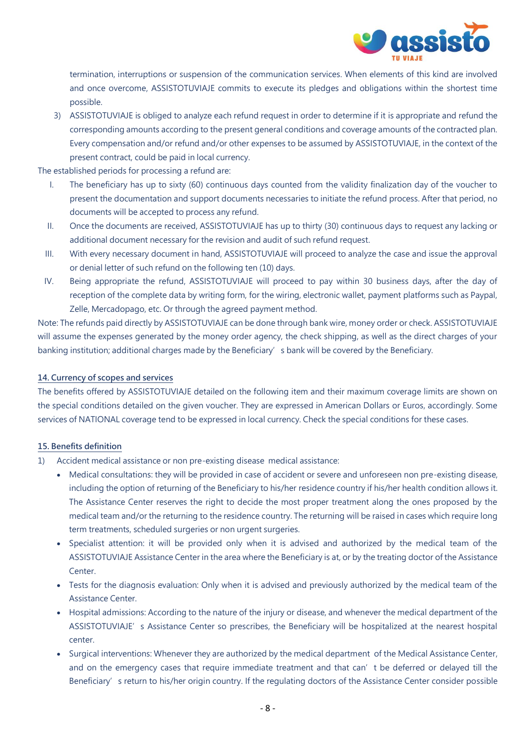termination, interruptions or suspension of the communication services. When elements of this kind are involved and once overcome, ASSISTOTUVIAJE commits to execute its pledges and obligations within the shortest time possible.

3) ASSISTOTUVIAJE is obliged to analyze each refund request in order to determine if it is appropriate and refund the corresponding amounts according to the present general conditions and coverage amounts of the contracted plan. Every compensation and/or refund and/or other expenses to be assumed by ASSISTOTUVIAJE, in the context of the present contract, could be paid in local currency.

The established periods for processing a refund are:

I. The beneficiary has up to sixty (60) continuous days counted from the validity finalization day of the voucher to present the documentation and support documents necessaries to initiate the refund process. After that period, no documents will be accepted to process any refund.

II. Once the documents are received, ASSISTOTUVIAJE has up to thirty (30) continuous days to request any lacking or additional document necessary for the revision and audit of such refund request.

III. With every necessary document in hand, ASSISTOTUVIAJE will proceed to analyze the case and issue the approval or denial letter of such refund on the following ten (10) days.

IV. Being appropriate the refund, ASSISTOTUVIAJE will proceed to pay within 30 business days, after the day of reception of the complete data by writing form, for the wiring, electronic wallet, payment platforms such as Paypal, Zelle, Mercadopago, etc. Or through the agreed payment method.

Note: The refunds paid directly by ASSISTOTUVIAJE can be done through bank wire, money order or check. ASSISTOTUVIAJE will assume the expenses generated by the money order agency, the check shipping, as well as the direct charges of your banking institution; additional charges made by the Beneficiary's bank will be covered by the Beneficiary.

## 14. Currency of scopes and services

The benefits offered by ASSISTOTUVIAJE detailed on the following item and their maximum coverage limits are shown on the special conditions detailed on the given voucher. They are expressed in American Dollars or Euros, accordingly. Some services of NATIONAL coverage tend to be expressed in local currency. Check the special conditions for these cases.

## 15. Benefits definition

1) Accident medical assistance or non pre-existing disease medical assistance:
   - Medical consultations: they will be provided in case of accident or severe and unforeseen non pre-existing disease, including the option of returning of the Beneficiary to his/her residence country if his/her health condition allows it. The Assistance Center reserves the right to decide the most proper treatment along the ones proposed by the medical team and/or the returning to the residence country. The returning will be raised in cases which require long term treatments, scheduled surgeries or non urgent surgeries.
   - Specialist attention: it will be provided only when it is advised and authorized by the medical team of the ASSISTOTUVIAJE Assistance Center in the area where the Beneficiary is at, or by the treating doctor of the Assistance Center.
   - Tests for the diagnosis evaluation: Only when it is advised and previously authorized by the medical team of the Assistance Center.
   - Hospital admissions: According to the nature of the injury or disease, and whenever the medical department of the ASSISTOTUVIAJE's Assistance Center so prescribes, the Beneficiary will be hospitalized at the nearest hospital center.
   - Surgical interventions: Whenever they are authorized by the medical department of the Medical Assistance Center, and on the emergency cases that require immediate treatment and that can't be deferred or delayed till the Beneficiary's return to his/her origin country. If the regulating doctors of the Assistance Center consider possible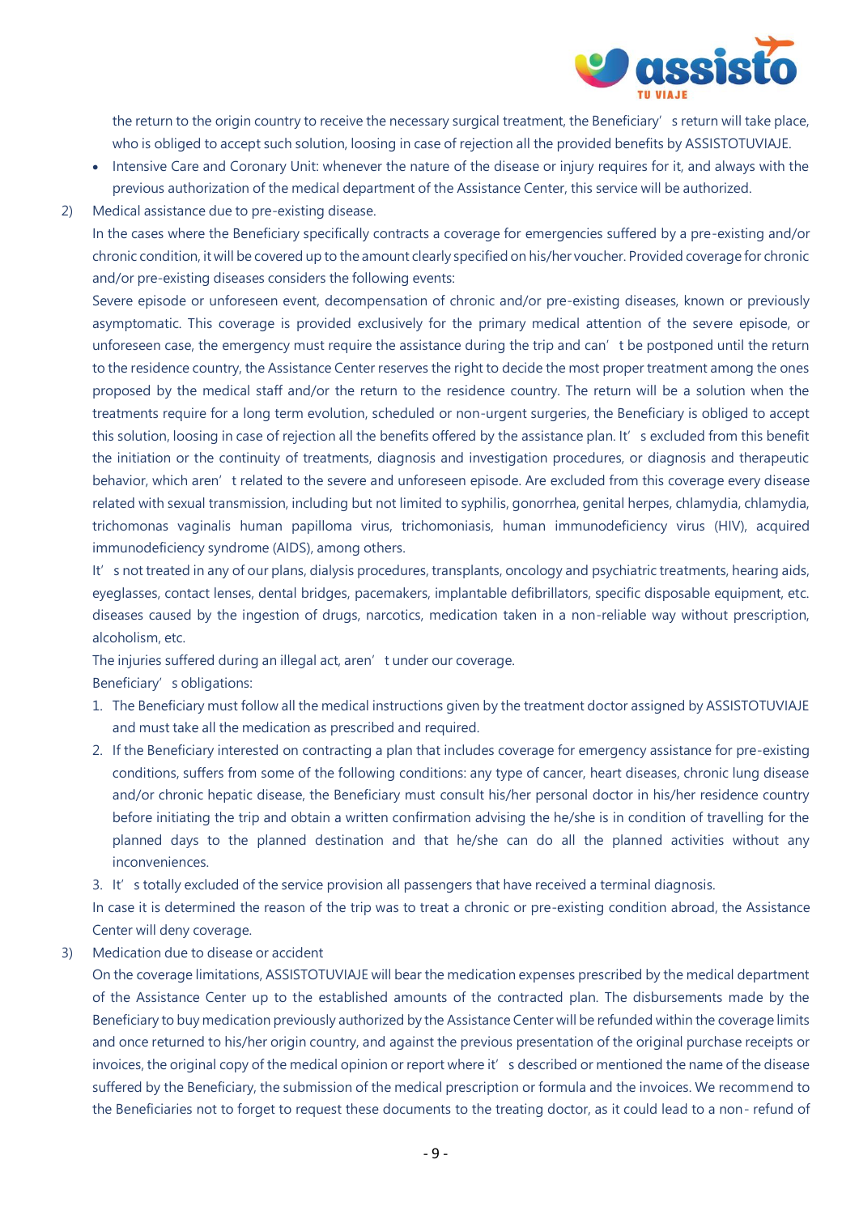the return to the origin country to receive the necessary surgical treatment, the Beneficiary's return will take place, who is obliged to accept such solution, loosing in case of rejection all the provided benefits by ASSISTOTUVIAJE.

- Intensive Care and Coronary Unit: whenever the nature of the disease or injury requires for it, and always with the previous authorization of the medical department of the Assistance Center, this service will be authorized.

2) Medical assistance due to pre-existing disease.

In the cases where the Beneficiary specifically contracts a coverage for emergencies suffered by a pre-existing and/or chronic condition, it will be covered up to the amount clearly specified on his/her voucher. Provided coverage for chronic and/or pre-existing diseases considers the following events:

Severe episode or unforeseen event, decompensation of chronic and/or pre-existing diseases, known or previously asymptomatic. This coverage is provided exclusively for the primary medical attention of the severe episode, or unforeseen case, the emergency must require the assistance during the trip and can't be postponed until the return to the residence country, the Assistance Center reserves the right to decide the most proper treatment among the ones proposed by the medical staff and/or the return to the residence country. The return will be a solution when the treatments require for a long term evolution, scheduled or non-urgent surgeries, the Beneficiary is obliged to accept this solution, loosing in case of rejection all the benefits offered by the assistance plan. It's excluded from this benefit the initiation or the continuity of treatments, diagnosis and investigation procedures, or diagnosis and therapeutic behavior, which aren't related to the severe and unforeseen episode. Are excluded from this coverage every disease related with sexual transmission, including but not limited to syphilis, gonorrhea, genital herpes, chlamydia, chlamydia, trichomonas vaginalis human papilloma virus, trichomoniasis, human immunodeficiency virus (HIV), acquired immunodeficiency syndrome (AIDS), among others.

It's not treated in any of our plans, dialysis procedures, transplants, oncology and psychiatric treatments, hearing aids, eyeglasses, contact lenses, dental bridges, pacemakers, implantable defibrillators, specific disposable equipment, etc. diseases caused by the ingestion of drugs, narcotics, medication taken in a non-reliable way without prescription, alcoholism, etc.

The injuries suffered during an illegal act, aren't under our coverage.

Beneficiary's obligations:

1. The Beneficiary must follow all the medical instructions given by the treatment doctor assigned by ASSISTOTUVIAJE and must take all the medication as prescribed and required.
2. If the Beneficiary interested on contracting a plan that includes coverage for emergency assistance for pre-existing conditions, suffers from some of the following conditions: any type of cancer, heart diseases, chronic lung disease and/or chronic hepatic disease, the Beneficiary must consult his/her personal doctor in his/her residence country before initiating the trip and obtain a written confirmation advising the he/she is in condition of travelling for the planned days to the planned destination and that he/she can do all the planned activities without any inconveniences.
3. It's totally excluded of the service provision all passengers that have received a terminal diagnosis.

In case it is determined the reason of the trip was to treat a chronic or pre-existing condition abroad, the Assistance Center will deny coverage.

3) Medication due to disease or accident

On the coverage limitations, ASSISTOTUVIAJE will bear the medication expenses prescribed by the medical department of the Assistance Center up to the established amounts of the contracted plan. The disbursements made by the Beneficiary to buy medication previously authorized by the Assistance Center will be refunded within the coverage limits and once returned to his/her origin country, and against the previous presentation of the original purchase receipts or invoices, the original copy of the medical opinion or report where it's described or mentioned the name of the disease suffered by the Beneficiary, the submission of the medical prescription or formula and the invoices. We recommend to the Beneficiaries not to forget to request these documents to the treating doctor, as it could lead to a non- refund of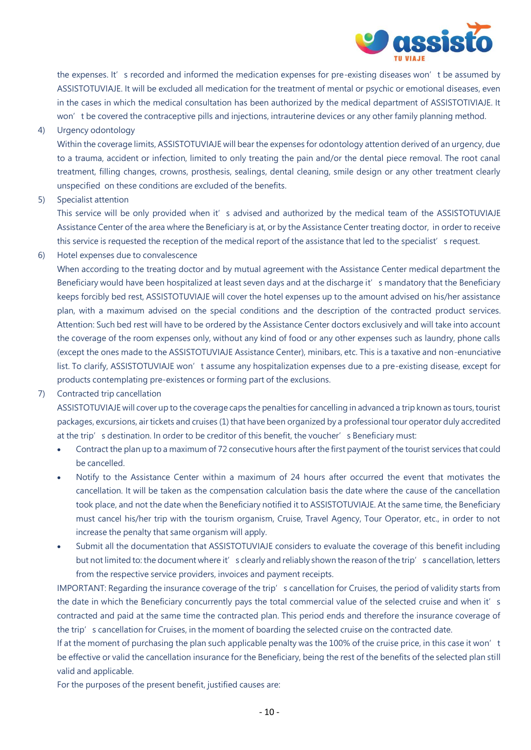the expenses. It's recorded and informed the medication expenses for pre-existing diseases won't be assumed by ASSISTOTUVIAJE. It will be excluded all medication for the treatment of mental or psychic or emotional diseases, even in the cases in which the medical consultation has been authorized by the medical department of ASSISTOTIVIAJE. It won't be covered the contraceptive pills and injections, intrauterine devices or any other family planning method.

4) Urgency odontology

Within the coverage limits, ASSISTOTUVIAJE will bear the expenses for odontology attention derived of an urgency, due to a trauma, accident or infection, limited to only treating the pain and/or the dental piece removal. The root canal treatment, filling changes, crowns, prosthesis, sealings, dental cleaning, smile design or any other treatment clearly unspecified on these conditions are excluded of the benefits.

5) Specialist attention

This service will be only provided when it's advised and authorized by the medical team of the ASSISTOTUVIAJE Assistance Center of the area where the Beneficiary is at, or by the Assistance Center treating doctor, in order to receive this service is requested the reception of the medical report of the assistance that led to the specialist's request.

6) Hotel expenses due to convalescence

When according to the treating doctor and by mutual agreement with the Assistance Center medical department the Beneficiary would have been hospitalized at least seven days and at the discharge it's mandatory that the Beneficiary keeps forcibly bed rest, ASSISTOTUVIAJE will cover the hotel expenses up to the amount advised on his/her assistance plan, with a maximum advised on the special conditions and the description of the contracted product services. Attention: Such bed rest will have to be ordered by the Assistance Center doctors exclusively and will take into account the coverage of the room expenses only, without any kind of food or any other expenses such as laundry, phone calls (except the ones made to the ASSISTOTUVIAJE Assistance Center), minibars, etc. This is a taxative and non-enunciative list. To clarify, ASSISTOTUVIAJE won't assume any hospitalization expenses due to a pre-existing disease, except for products contemplating pre-existences or forming part of the exclusions.

7) Contracted trip cancellation

ASSISTOTUVIAJE will cover up to the coverage caps the penalties for cancelling in advanced a trip known as tours, tourist packages, excursions, air tickets and cruises (1) that have been organized by a professional tour operator duly accredited at the trip's destination. In order to be creditor of this benefit, the voucher's Beneficiary must:

- Contract the plan up to a maximum of 72 consecutive hours after the first payment of the tourist services that could be cancelled.
- Notify to the Assistance Center within a maximum of 24 hours after occurred the event that motivates the cancellation. It will be taken as the compensation calculation basis the date where the cause of the cancellation took place, and not the date when the Beneficiary notified it to ASSISTOTUVIAJE. At the same time, the Beneficiary must cancel his/her trip with the tourism organism, Cruise, Travel Agency, Tour Operator, etc., in order to not increase the penalty that same organism will apply.
- Submit all the documentation that ASSISTOTUVIAJE considers to evaluate the coverage of this benefit including but not limited to: the document where it's clearly and reliably shown the reason of the trip's cancellation, letters from the respective service providers, invoices and payment receipts.

IMPORTANT: Regarding the insurance coverage of the trip's cancellation for Cruises, the period of validity starts from the date in which the Beneficiary concurrently pays the total commercial value of the selected cruise and when it's contracted and paid at the same time the contracted plan. This period ends and therefore the insurance coverage of the trip's cancellation for Cruises, in the moment of boarding the selected cruise on the contracted date.

If at the moment of purchasing the plan such applicable penalty was the 100% of the cruise price, in this case it won't be effective or valid the cancellation insurance for the Beneficiary, being the rest of the benefits of the selected plan still valid and applicable.

For the purposes of the present benefit, justified causes are: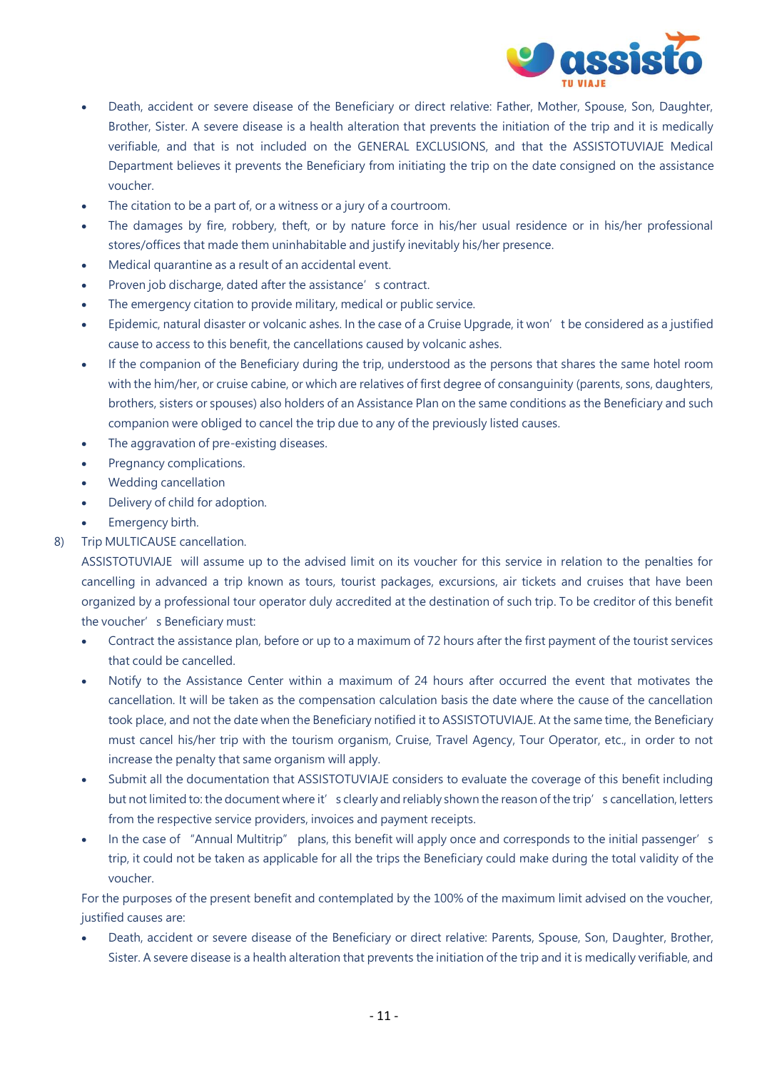- Death, accident or severe disease of the Beneficiary or direct relative: Father, Mother, Spouse, Son, Daughter, Brother, Sister. A severe disease is a health alteration that prevents the initiation of the trip and it is medically verifiable, and that is not included on the GENERAL EXCLUSIONS, and that the ASSISTOTUVIAJE Medical Department believes it prevents the Beneficiary from initiating the trip on the date consigned on the assistance voucher.
- The citation to be a part of, or a witness or a jury of a courtroom.
- The damages by fire, robbery, theft, or by nature force in his/her usual residence or in his/her professional stores/offices that made them uninhabitable and justify inevitably his/her presence.
- Medical quarantine as a result of an accidental event.
- Proven job discharge, dated after the assistance' s contract.
- The emergency citation to provide military, medical or public service.
- Epidemic, natural disaster or volcanic ashes. In the case of a Cruise Upgrade, it won' t be considered as a justified cause to access to this benefit, the cancellations caused by volcanic ashes.
- If the companion of the Beneficiary during the trip, understood as the persons that shares the same hotel room with the him/her, or cruise cabine, or which are relatives of first degree of consanguinity (parents, sons, daughters, brothers, sisters or spouses) also holders of an Assistance Plan on the same conditions as the Beneficiary and such companion were obliged to cancel the trip due to any of the previously listed causes.
- The aggravation of pre-existing diseases.
- Pregnancy complications.
- Wedding cancellation
- Delivery of child for adoption.
- Emergency birth.

8) Trip MULTICAUSE cancellation.

   ASSISTOTUVIAJE will assume up to the advised limit on its voucher for this service in relation to the penalties for cancelling in advanced a trip known as tours, tourist packages, excursions, air tickets and cruises that have been organized by a professional tour operator duly accredited at the destination of such trip. To be creditor of this benefit the voucher' s Beneficiary must:

   - Contract the assistance plan, before or up to a maximum of 72 hours after the first payment of the tourist services that could be cancelled.
   - Notify to the Assistance Center within a maximum of 24 hours after occurred the event that motivates the cancellation. It will be taken as the compensation calculation basis the date where the cause of the cancellation took place, and not the date when the Beneficiary notified it to ASSISTOTUVIAJE. At the same time, the Beneficiary must cancel his/her trip with the tourism organism, Cruise, Travel Agency, Tour Operator, etc., in order to not increase the penalty that same organism will apply.
   - Submit all the documentation that ASSISTOTUVIAJE considers to evaluate the coverage of this benefit including but not limited to: the document where it' s clearly and reliably shown the reason of the trip' s cancellation, letters from the respective service providers, invoices and payment receipts.
   - In the case of "Annual Multitrip" plans, this benefit will apply once and corresponds to the initial passenger' s trip, it could not be taken as applicable for all the trips the Beneficiary could make during the total validity of the voucher.

   For the purposes of the present benefit and contemplated by the 100% of the maximum limit advised on the voucher, justified causes are:

   - Death, accident or severe disease of the Beneficiary or direct relative: Parents, Spouse, Son, Daughter, Brother, Sister. A severe disease is a health alteration that prevents the initiation of the trip and it is medically verifiable, and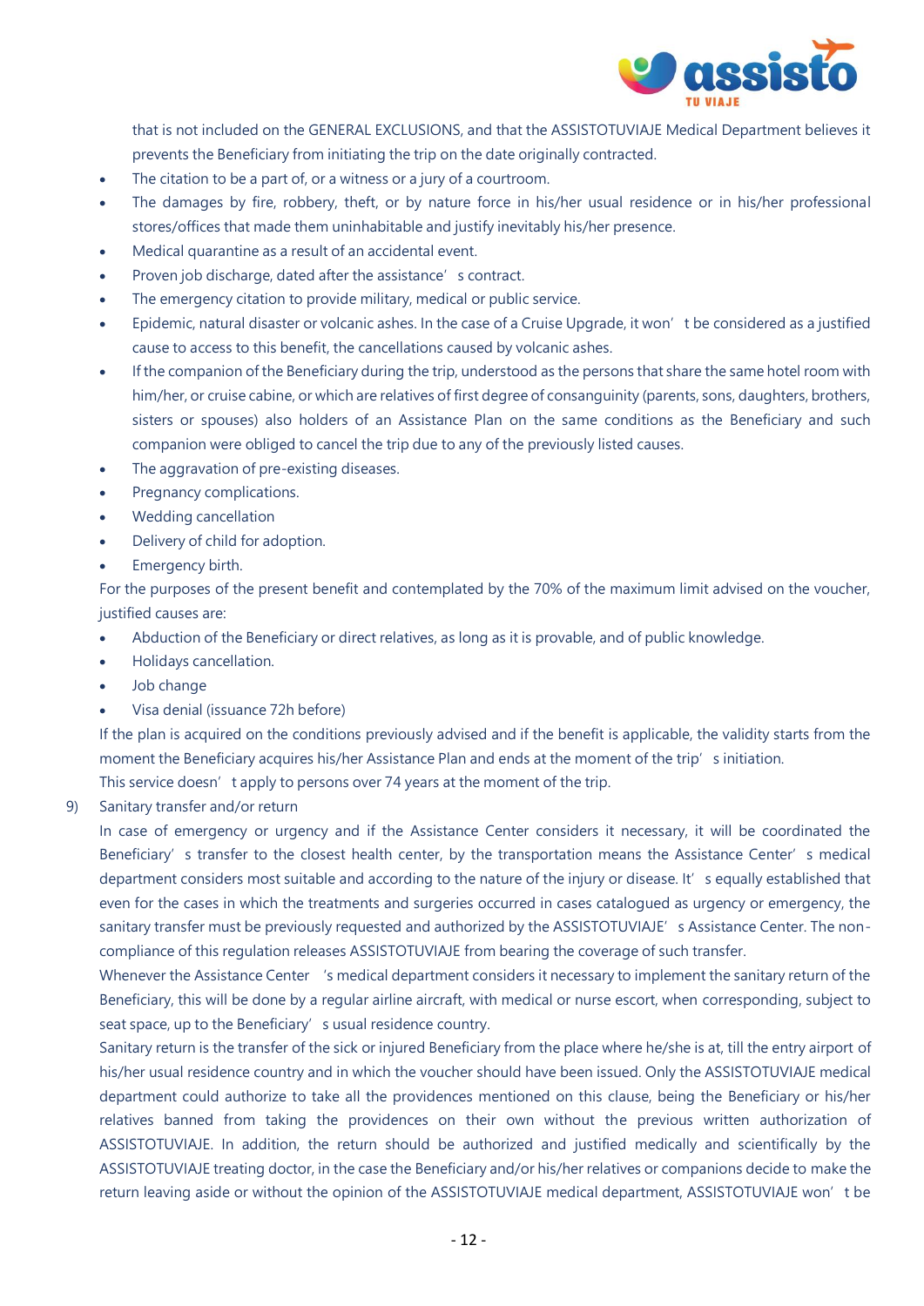that is not included on the GENERAL EXCLUSIONS, and that the ASSISTOTUVIAJE Medical Department believes it prevents the Beneficiary from initiating the trip on the date originally contracted.

- The citation to be a part of, or a witness or a jury of a courtroom.
- The damages by fire, robbery, theft, or by nature force in his/her usual residence or in his/her professional stores/offices that made them uninhabitable and justify inevitably his/her presence.
- Medical quarantine as a result of an accidental event.
- Proven job discharge, dated after the assistance' s contract.
- The emergency citation to provide military, medical or public service.
- Epidemic, natural disaster or volcanic ashes. In the case of a Cruise Upgrade, it won' t be considered as a justified cause to access to this benefit, the cancellations caused by volcanic ashes.
- If the companion of the Beneficiary during the trip, understood as the persons that share the same hotel room with him/her, or cruise cabine, or which are relatives of first degree of consanguinity (parents, sons, daughters, brothers, sisters or spouses) also holders of an Assistance Plan on the same conditions as the Beneficiary and such companion were obliged to cancel the trip due to any of the previously listed causes.
- The aggravation of pre-existing diseases.
- Pregnancy complications.
- Wedding cancellation
- Delivery of child for adoption.
- Emergency birth.

For the purposes of the present benefit and contemplated by the 70% of the maximum limit advised on the voucher, justified causes are:

- Abduction of the Beneficiary or direct relatives, as long as it is provable, and of public knowledge.
- Holidays cancellation.
- Job change
- Visa denial (issuance 72h before)

If the plan is acquired on the conditions previously advised and if the benefit is applicable, the validity starts from the moment the Beneficiary acquires his/her Assistance Plan and ends at the moment of the trip' s initiation.

This service doesn' t apply to persons over 74 years at the moment of the trip.

9) Sanitary transfer and/or return

In case of emergency or urgency and if the Assistance Center considers it necessary, it will be coordinated the Beneficiary' s transfer to the closest health center, by the transportation means the Assistance Center' s medical department considers most suitable and according to the nature of the injury or disease. It' s equally established that even for the cases in which the treatments and surgeries occurred in cases catalogued as urgency or emergency, the sanitary transfer must be previously requested and authorized by the ASSISTOTUVIAJE' s Assistance Center. The non-compliance of this regulation releases ASSISTOTUVIAJE from bearing the coverage of such transfer.

Whenever the Assistance Center 's medical department considers it necessary to implement the sanitary return of the Beneficiary, this will be done by a regular airline aircraft, with medical or nurse escort, when corresponding, subject to seat space, up to the Beneficiary' s usual residence country.

Sanitary return is the transfer of the sick or injured Beneficiary from the place where he/she is at, till the entry airport of his/her usual residence country and in which the voucher should have been issued. Only the ASSISTOTUVIAJE medical department could authorize to take all the providences mentioned on this clause, being the Beneficiary or his/her relatives banned from taking the providences on their own without the previous written authorization of ASSISTOTUVIAJE. In addition, the return should be authorized and justified medically and scientifically by the ASSISTOTUVIAJE treating doctor, in the case the Beneficiary and/or his/her relatives or companions decide to make the return leaving aside or without the opinion of the ASSISTOTUVIAJE medical department, ASSISTOTUVIAJE won' t be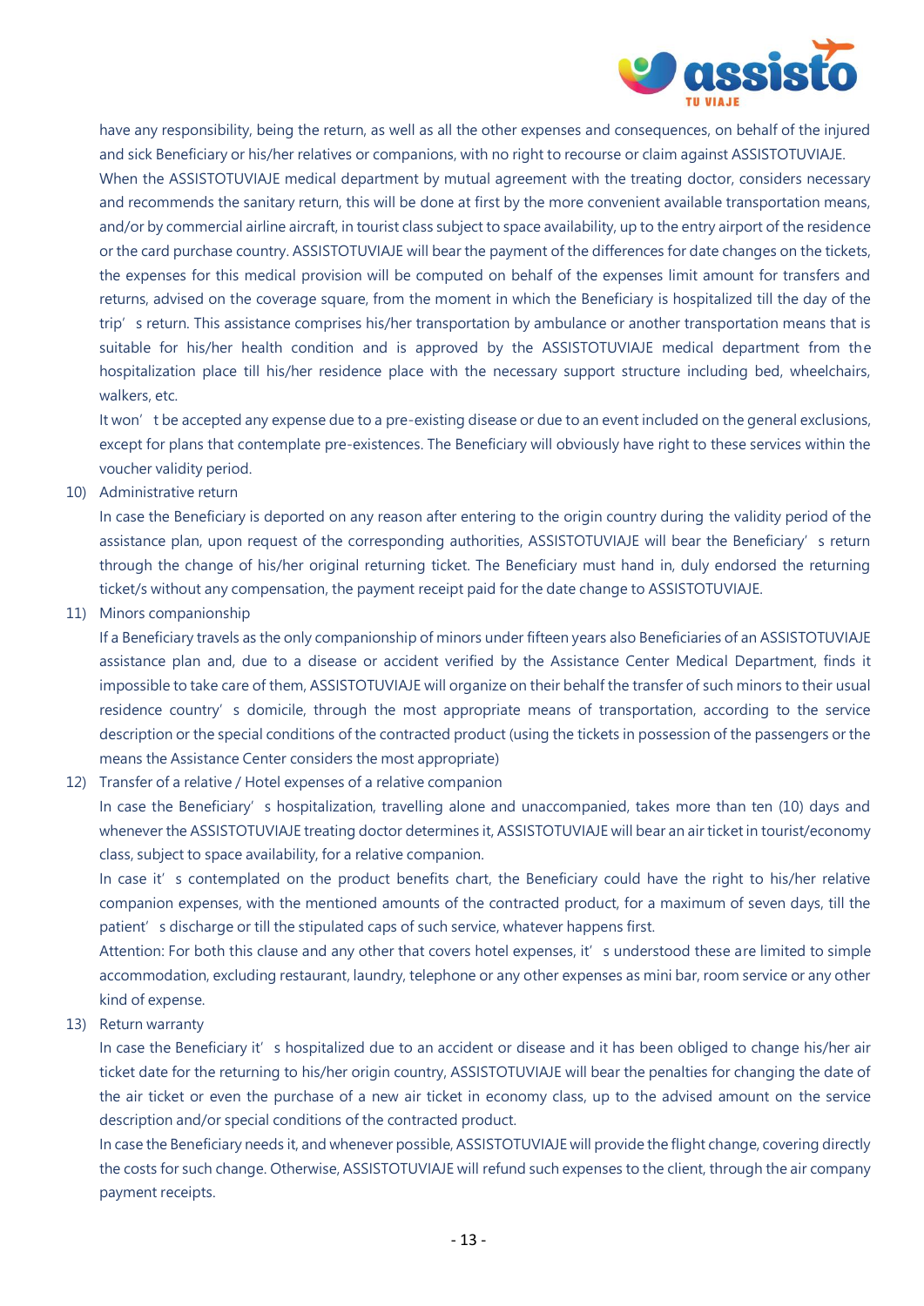have any responsibility, being the return, as well as all the other expenses and consequences, on behalf of the injured and sick Beneficiary or his/her relatives or companions, with no right to recourse or claim against ASSISTOTUVIAJE.

When the ASSISTOTUVIAJE medical department by mutual agreement with the treating doctor, considers necessary and recommends the sanitary return, this will be done at first by the more convenient available transportation means, and/or by commercial airline aircraft, in tourist class subject to space availability, up to the entry airport of the residence or the card purchase country. ASSISTOTUVIAJE will bear the payment of the differences for date changes on the tickets, the expenses for this medical provision will be computed on behalf of the expenses limit amount for transfers and returns, advised on the coverage square, from the moment in which the Beneficiary is hospitalized till the day of the trip' s return. This assistance comprises his/her transportation by ambulance or another transportation means that is suitable for his/her health condition and is approved by the ASSISTOTUVIAJE medical department from the hospitalization place till his/her residence place with the necessary support structure including bed, wheelchairs, walkers, etc.

It won' t be accepted any expense due to a pre-existing disease or due to an event included on the general exclusions, except for plans that contemplate pre-existences. The Beneficiary will obviously have right to these services within the voucher validity period.

10) Administrative return

In case the Beneficiary is deported on any reason after entering to the origin country during the validity period of the assistance plan, upon request of the corresponding authorities, ASSISTOTUVIAJE will bear the Beneficiary' s return through the change of his/her original returning ticket. The Beneficiary must hand in, duly endorsed the returning ticket/s without any compensation, the payment receipt paid for the date change to ASSISTOTUVIAJE.

11) Minors companionship

If a Beneficiary travels as the only companionship of minors under fifteen years also Beneficiaries of an ASSISTOTUVIAJE assistance plan and, due to a disease or accident verified by the Assistance Center Medical Department, finds it impossible to take care of them, ASSISTOTUVIAJE will organize on their behalf the transfer of such minors to their usual residence country' s domicile, through the most appropriate means of transportation, according to the service description or the special conditions of the contracted product (using the tickets in possession of the passengers or the means the Assistance Center considers the most appropriate)

12) Transfer of a relative / Hotel expenses of a relative companion

In case the Beneficiary' s hospitalization, travelling alone and unaccompanied, takes more than ten (10) days and whenever the ASSISTOTUVIAJE treating doctor determines it, ASSISTOTUVIAJE will bear an air ticket in tourist/economy class, subject to space availability, for a relative companion.

In case it' s contemplated on the product benefits chart, the Beneficiary could have the right to his/her relative companion expenses, with the mentioned amounts of the contracted product, for a maximum of seven days, till the patient' s discharge or till the stipulated caps of such service, whatever happens first.

Attention: For both this clause and any other that covers hotel expenses, it' s understood these are limited to simple accommodation, excluding restaurant, laundry, telephone or any other expenses as mini bar, room service or any other kind of expense.

13) Return warranty

In case the Beneficiary it' s hospitalized due to an accident or disease and it has been obliged to change his/her air ticket date for the returning to his/her origin country, ASSISTOTUVIAJE will bear the penalties for changing the date of the air ticket or even the purchase of a new air ticket in economy class, up to the advised amount on the service description and/or special conditions of the contracted product.

In case the Beneficiary needs it, and whenever possible, ASSISTOTUVIAJE will provide the flight change, covering directly the costs for such change. Otherwise, ASSISTOTUVIAJE will refund such expenses to the client, through the air company payment receipts.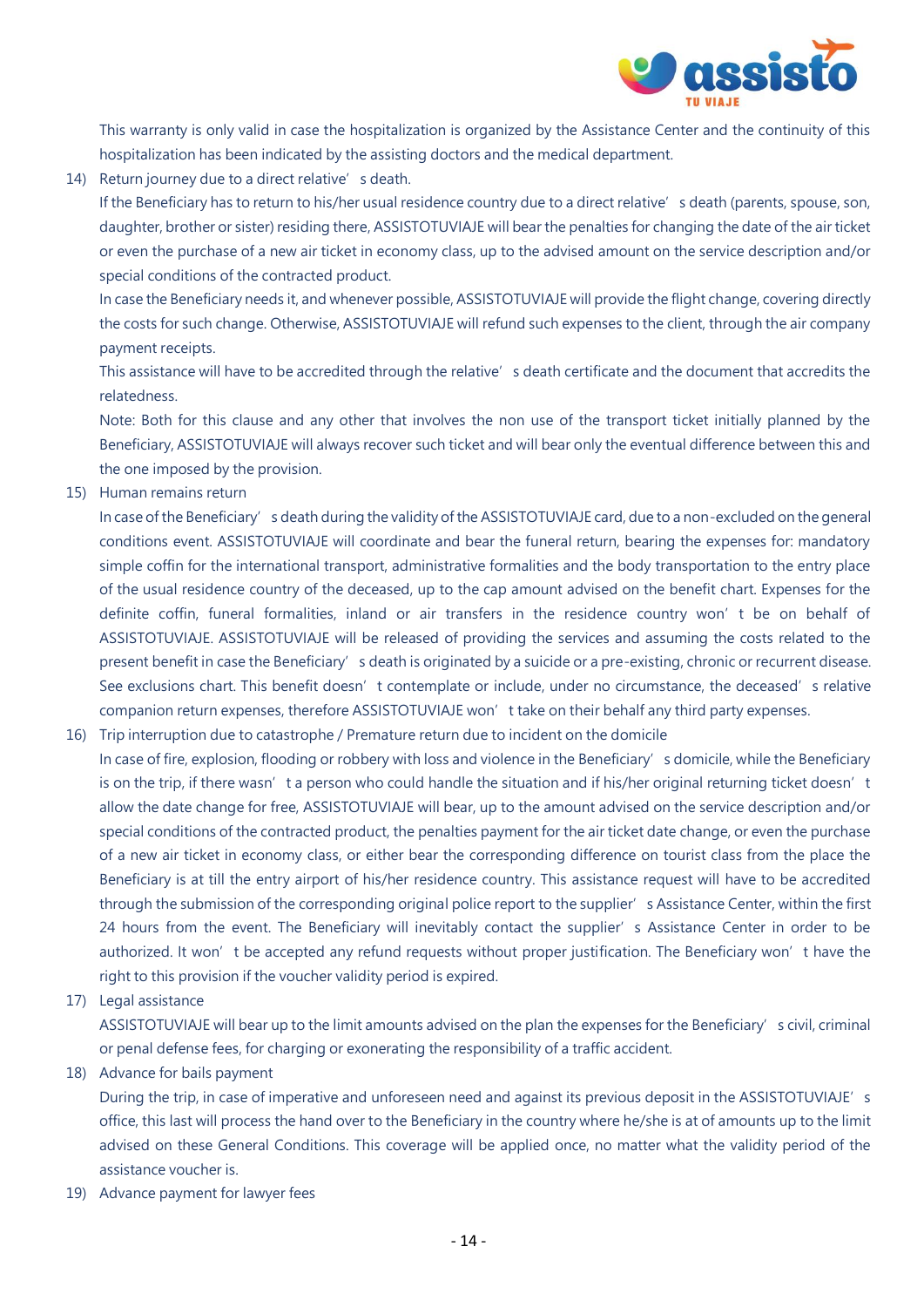This warranty is only valid in case the hospitalization is organized by the Assistance Center and the continuity of this hospitalization has been indicated by the assisting doctors and the medical department.

14) Return journey due to a direct relative's death.

    If the Beneficiary has to return to his/her usual residence country due to a direct relative's death (parents, spouse, son, daughter, brother or sister) residing there, ASSISTOTUVIAJE will bear the penalties for changing the date of the air ticket or even the purchase of a new air ticket in economy class, up to the advised amount on the service description and/or special conditions of the contracted product.

    In case the Beneficiary needs it, and whenever possible, ASSISTOTUVIAJE will provide the flight change, covering directly the costs for such change. Otherwise, ASSISTOTUVIAJE will refund such expenses to the client, through the air company payment receipts.

    This assistance will have to be accredited through the relative's death certificate and the document that accredits the relatedness.

    Note: Both for this clause and any other that involves the non use of the transport ticket initially planned by the Beneficiary, ASSISTOTUVIAJE will always recover such ticket and will bear only the eventual difference between this and the one imposed by the provision.

15) Human remains return

    In case of the Beneficiary's death during the validity of the ASSISTOTUVIAJE card, due to a non-excluded on the general conditions event. ASSISTOTUVIAJE will coordinate and bear the funeral return, bearing the expenses for: mandatory simple coffin for the international transport, administrative formalities and the body transportation to the entry place of the usual residence country of the deceased, up to the cap amount advised on the benefit chart. Expenses for the definite coffin, funeral formalities, inland or air transfers in the residence country won't be on behalf of ASSISTOTUVIAJE. ASSISTOTUVIAJE will be released of providing the services and assuming the costs related to the present benefit in case the Beneficiary's death is originated by a suicide or a pre-existing, chronic or recurrent disease. See exclusions chart. This benefit doesn't contemplate or include, under no circumstance, the deceased's relative companion return expenses, therefore ASSISTOTUVIAJE won't take on their behalf any third party expenses.

16) Trip interruption due to catastrophe / Premature return due to incident on the domicile

    In case of fire, explosion, flooding or robbery with loss and violence in the Beneficiary's domicile, while the Beneficiary is on the trip, if there wasn't a person who could handle the situation and if his/her original returning ticket doesn't allow the date change for free, ASSISTOTUVIAJE will bear, up to the amount advised on the service description and/or special conditions of the contracted product, the penalties payment for the air ticket date change, or even the purchase of a new air ticket in economy class, or either bear the corresponding difference on tourist class from the place the Beneficiary is at till the entry airport of his/her residence country. This assistance request will have to be accredited through the submission of the corresponding original police report to the supplier's Assistance Center, within the first 24 hours from the event. The Beneficiary will inevitably contact the supplier's Assistance Center in order to be authorized. It won't be accepted any refund requests without proper justification. The Beneficiary won't have the right to this provision if the voucher validity period is expired.

17) Legal assistance

    ASSISTOTUVIAJE will bear up to the limit amounts advised on the plan the expenses for the Beneficiary's civil, criminal or penal defense fees, for charging or exonerating the responsibility of a traffic accident.

18) Advance for bails payment

    During the trip, in case of imperative and unforeseen need and against its previous deposit in the ASSISTOTUVIAJE's office, this last will process the hand over to the Beneficiary in the country where he/she is at of amounts up to the limit advised on these General Conditions. This coverage will be applied once, no matter what the validity period of the assistance voucher is.

19) Advance payment for lawyer fees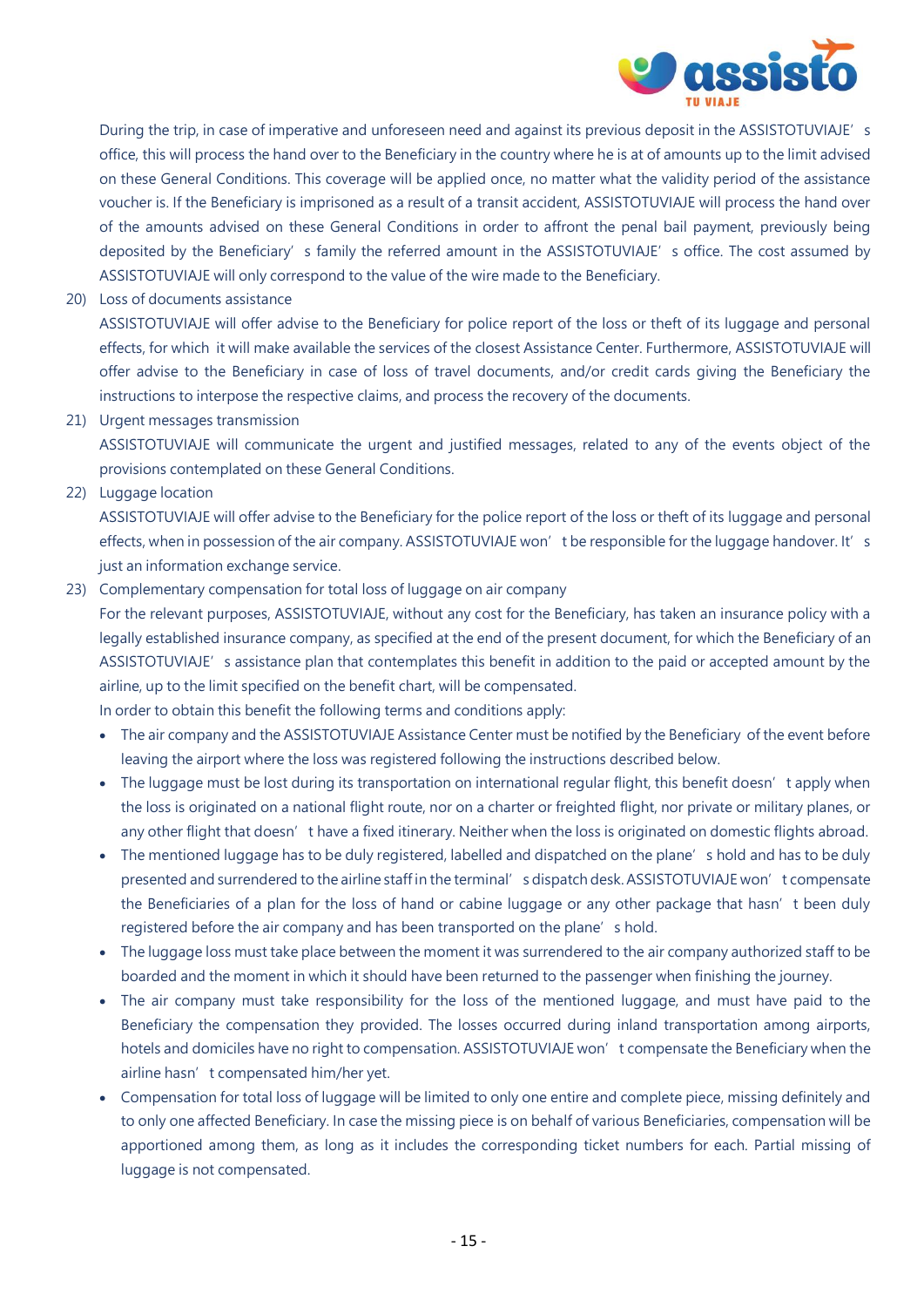During the trip, in case of imperative and unforeseen need and against its previous deposit in the ASSISTOTUVIAJE's office, this will process the hand over to the Beneficiary in the country where he is at of amounts up to the limit advised on these General Conditions. This coverage will be applied once, no matter what the validity period of the assistance voucher is. If the Beneficiary is imprisoned as a result of a transit accident, ASSISTOTUVIAJE will process the hand over of the amounts advised on these General Conditions in order to affront the penal bail payment, previously being deposited by the Beneficiary's family the referred amount in the ASSISTOTUVIAJE's office. The cost assumed by ASSISTOTUVIAJE will only correspond to the value of the wire made to the Beneficiary.

20) Loss of documents assistance

    ASSISTOTUVIAJE will offer advise to the Beneficiary for police report of the loss or theft of its luggage and personal effects, for which it will make available the services of the closest Assistance Center. Furthermore, ASSISTOTUVIAJE will offer advise to the Beneficiary in case of loss of travel documents, and/or credit cards giving the Beneficiary the instructions to interpose the respective claims, and process the recovery of the documents.

21) Urgent messages transmission

    ASSISTOTUVIAJE will communicate the urgent and justified messages, related to any of the events object of the provisions contemplated on these General Conditions.

22) Luggage location

    ASSISTOTUVIAJE will offer advise to the Beneficiary for the police report of the loss or theft of its luggage and personal effects, when in possession of the air company. ASSISTOTUVIAJE won't be responsible for the luggage handover. It's just an information exchange service.

23) Complementary compensation for total loss of luggage on air company

    For the relevant purposes, ASSISTOTUVIAJE, without any cost for the Beneficiary, has taken an insurance policy with a legally established insurance company, as specified at the end of the present document, for which the Beneficiary of an ASSISTOTUVIAJE's assistance plan that contemplates this benefit in addition to the paid or accepted amount by the airline, up to the limit specified on the benefit chart, will be compensated.

    In order to obtain this benefit the following terms and conditions apply:

    - The air company and the ASSISTOTUVIAJE Assistance Center must be notified by the Beneficiary of the event before leaving the airport where the loss was registered following the instructions described below.
    - The luggage must be lost during its transportation on international regular flight, this benefit doesn't apply when the loss is originated on a national flight route, nor on a charter or freighted flight, nor private or military planes, or any other flight that doesn't have a fixed itinerary. Neither when the loss is originated on domestic flights abroad.
    - The mentioned luggage has to be duly registered, labelled and dispatched on the plane's hold and has to be duly presented and surrendered to the airline staff in the terminal's dispatch desk. ASSISTOTUVIAJE won't compensate the Beneficiaries of a plan for the loss of hand or cabine luggage or any other package that hasn't been duly registered before the air company and has been transported on the plane's hold.
    - The luggage loss must take place between the moment it was surrendered to the air company authorized staff to be boarded and the moment in which it should have been returned to the passenger when finishing the journey.
    - The air company must take responsibility for the loss of the mentioned luggage, and must have paid to the Beneficiary the compensation they provided. The losses occurred during inland transportation among airports, hotels and domiciles have no right to compensation. ASSISTOTUVIAJE won't compensate the Beneficiary when the airline hasn't compensated him/her yet.
    - Compensation for total loss of luggage will be limited to only one entire and complete piece, missing definitely and to only one affected Beneficiary. In case the missing piece is on behalf of various Beneficiaries, compensation will be apportioned among them, as long as it includes the corresponding ticket numbers for each. Partial missing of luggage is not compensated.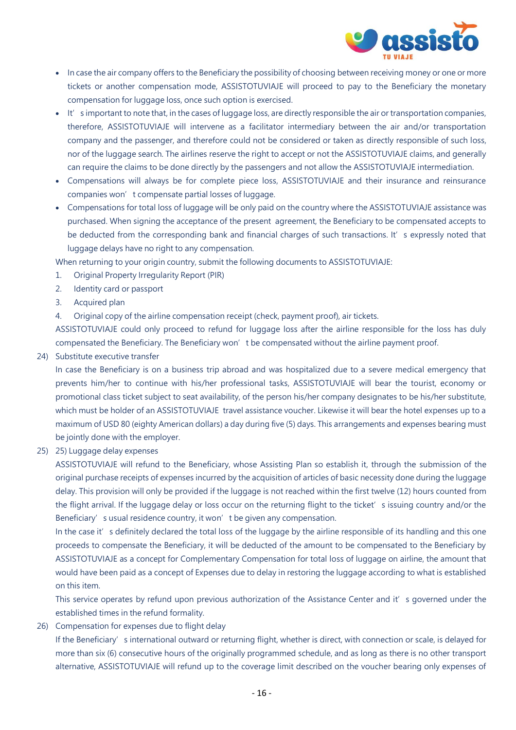- In case the air company offers to the Beneficiary the possibility of choosing between receiving money or one or more tickets or another compensation mode, ASSISTOTUVIAJE will proceed to pay to the Beneficiary the monetary compensation for luggage loss, once such option is exercised.
- It' s important to note that, in the cases of luggage loss, are directly responsible the air or transportation companies, therefore, ASSISTOTUVIAJE will intervene as a facilitator intermediary between the air and/or transportation company and the passenger, and therefore could not be considered or taken as directly responsible of such loss, nor of the luggage search. The airlines reserve the right to accept or not the ASSISTOTUVIAJE claims, and generally can require the claims to be done directly by the passengers and not allow the ASSISTOTUVIAJE intermediation.
- Compensations will always be for complete piece loss, ASSISTOTUVIAJE and their insurance and reinsurance companies won' t compensate partial losses of luggage.
- Compensations for total loss of luggage will be only paid on the country where the ASSISTOTUVIAJE assistance was purchased. When signing the acceptance of the present agreement, the Beneficiary to be compensated accepts to be deducted from the corresponding bank and financial charges of such transactions. It' s expressly noted that luggage delays have no right to any compensation.

When returning to your origin country, submit the following documents to ASSISTOTUVIAJE:

1. Original Property Irregularity Report (PIR)
2. Identity card or passport
3. Acquired plan
4. Original copy of the airline compensation receipt (check, payment proof), air tickets.

ASSISTOTUVIAJE could only proceed to refund for luggage loss after the airline responsible for the loss has duly compensated the Beneficiary. The Beneficiary won' t be compensated without the airline payment proof.

24) Substitute executive transfer

In case the Beneficiary is on a business trip abroad and was hospitalized due to a severe medical emergency that prevents him/her to continue with his/her professional tasks, ASSISTOTUVIAJE will bear the tourist, economy or promotional class ticket subject to seat availability, of the person his/her company designates to be his/her substitute, which must be holder of an ASSISTOTUVIAJE travel assistance voucher. Likewise it will bear the hotel expenses up to a maximum of USD 80 (eighty American dollars) a day during five (5) days. This arrangements and expenses bearing must be jointly done with the employer.

25) 25) Luggage delay expenses

ASSISTOTUVIAJE will refund to the Beneficiary, whose Assisting Plan so establish it, through the submission of the original purchase receipts of expenses incurred by the acquisition of articles of basic necessity done during the luggage delay. This provision will only be provided if the luggage is not reached within the first twelve (12) hours counted from the flight arrival. If the luggage delay or loss occur on the returning flight to the ticket' s issuing country and/or the Beneficiary' s usual residence country, it won' t be given any compensation.

In the case it' s definitely declared the total loss of the luggage by the airline responsible of its handling and this one proceeds to compensate the Beneficiary, it will be deducted of the amount to be compensated to the Beneficiary by ASSISTOTUVIAJE as a concept for Complementary Compensation for total loss of luggage on airline, the amount that would have been paid as a concept of Expenses due to delay in restoring the luggage according to what is established on this item.

This service operates by refund upon previous authorization of the Assistance Center and it' s governed under the established times in the refund formality.

26) Compensation for expenses due to flight delay

If the Beneficiary' s international outward or returning flight, whether is direct, with connection or scale, is delayed for more than six (6) consecutive hours of the originally programmed schedule, and as long as there is no other transport alternative, ASSISTOTUVIAJE will refund up to the coverage limit described on the voucher bearing only expenses of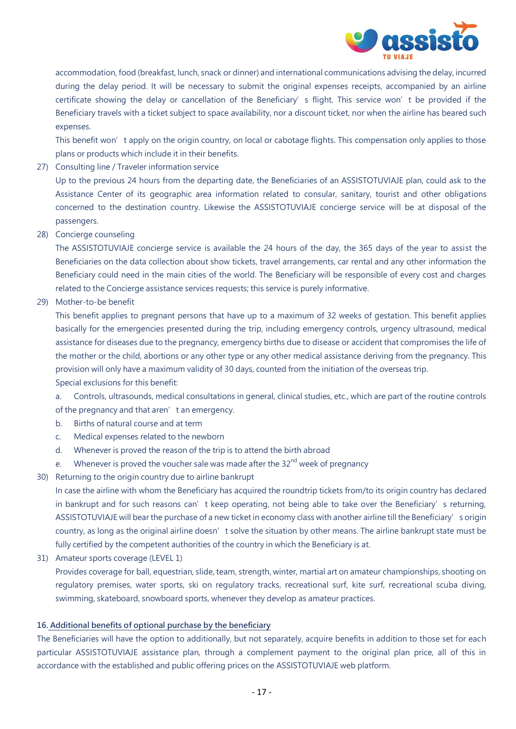accommodation, food (breakfast, lunch, snack or dinner) and international communications advising the delay, incurred during the delay period. It will be necessary to submit the original expenses receipts, accompanied by an airline certificate showing the delay or cancellation of the Beneficiary's flight. This service won't be provided if the Beneficiary travels with a ticket subject to space availability, nor a discount ticket, nor when the airline has beared such expenses.

This benefit won't apply on the origin country, on local or cabotage flights. This compensation only applies to those plans or products which include it in their benefits.

27) Consulting line / Traveler information service

Up to the previous 24 hours from the departing date, the Beneficiaries of an ASSISTOTUVIAJE plan, could ask to the Assistance Center of its geographic area information related to consular, sanitary, tourist and other obligations concerned to the destination country. Likewise the ASSISTOTUVIAJE concierge service will be at disposal of the passengers.

28) Concierge counseling

The ASSISTOTUVIAJE concierge service is available the 24 hours of the day, the 365 days of the year to assist the Beneficiaries on the data collection about show tickets, travel arrangements, car rental and any other information the Beneficiary could need in the main cities of the world. The Beneficiary will be responsible of every cost and charges related to the Concierge assistance services requests; this service is purely informative.

29) Mother-to-be benefit

This benefit applies to pregnant persons that have up to a maximum of 32 weeks of gestation. This benefit applies basically for the emergencies presented during the trip, including emergency controls, urgency ultrasound, medical assistance for diseases due to the pregnancy, emergency births due to disease or accident that compromises the life of the mother or the child, abortions or any other type or any other medical assistance deriving from the pregnancy. This provision will only have a maximum validity of 30 days, counted from the initiation of the overseas trip.

Special exclusions for this benefit:

a. Controls, ultrasounds, medical consultations in general, clinical studies, etc., which are part of the routine controls of the pregnancy and that aren't an emergency.

b. Births of natural course and at term

c. Medical expenses related to the newborn

d. Whenever is proved the reason of the trip is to attend the birth abroad

e. Whenever is proved the voucher sale was made after the 32nd week of pregnancy

30) Returning to the origin country due to airline bankrupt

In case the airline with whom the Beneficiary has acquired the roundtrip tickets from/to its origin country has declared in bankrupt and for such reasons can't keep operating, not being able to take over the Beneficiary's returning, ASSISTOTUVIAJE will bear the purchase of a new ticket in economy class with another airline till the Beneficiary's origin country, as long as the original airline doesn't solve the situation by other means. The airline bankrupt state must be fully certified by the competent authorities of the country in which the Beneficiary is at.

31) Amateur sports coverage (LEVEL 1)

Provides coverage for ball, equestrian, slide, team, strength, winter, martial art on amateur championships, shooting on regulatory premises, water sports, ski on regulatory tracks, recreational surf, kite surf, recreational scuba diving, swimming, skateboard, snowboard sports, whenever they develop as amateur practices.

## 16. Additional benefits of optional purchase by the beneficiary

The Beneficiaries will have the option to additionally, but not separately, acquire benefits in addition to those set for each particular ASSISTOTUVIAJE assistance plan, through a complement payment to the original plan price, all of this in accordance with the established and public offering prices on the ASSISTOTUVIAJE web platform.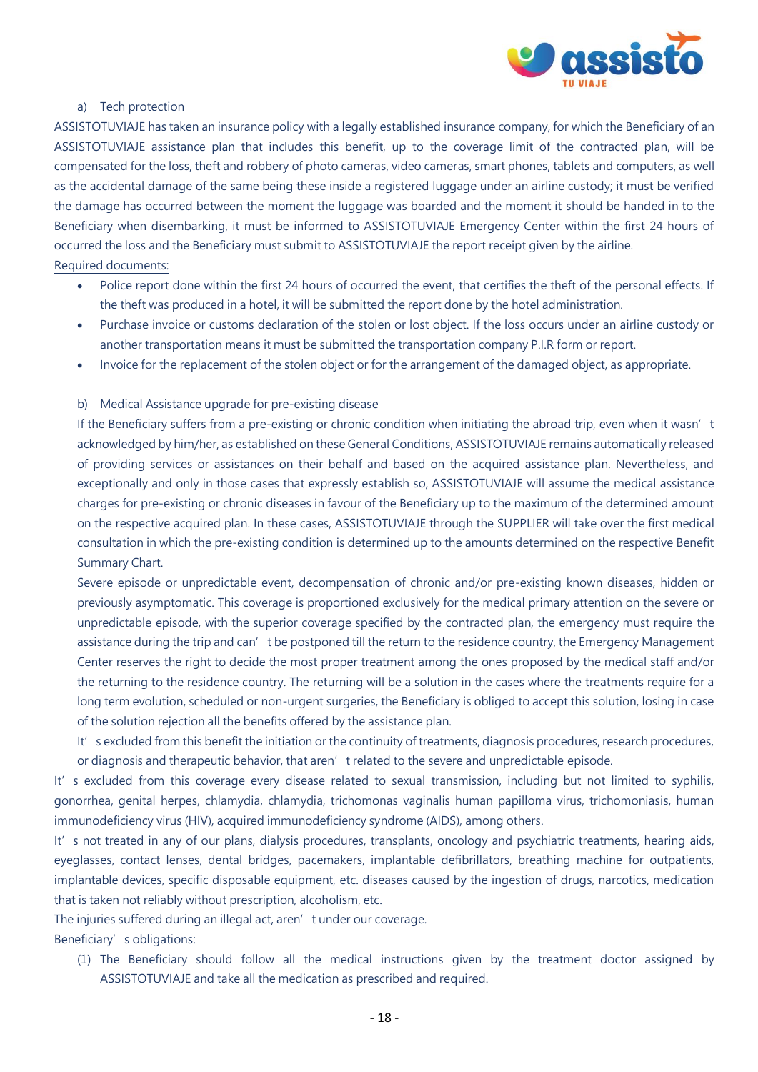a) Tech protection

ASSISTOTUVIAJE has taken an insurance policy with a legally established insurance company, for which the Beneficiary of an ASSISTOTUVIAJE assistance plan that includes this benefit, up to the coverage limit of the contracted plan, will be compensated for the loss, theft and robbery of photo cameras, video cameras, smart phones, tablets and computers, as well as the accidental damage of the same being these inside a registered luggage under an airline custody; it must be verified the damage has occurred between the moment the luggage was boarded and the moment it should be handed in to the Beneficiary when disembarking, it must be informed to ASSISTOTUVIAJE Emergency Center within the first 24 hours of occurred the loss and the Beneficiary must submit to ASSISTOTUVIAJE the report receipt given by the airline.

Required documents:

- Police report done within the first 24 hours of occurred the event, that certifies the theft of the personal effects. If the theft was produced in a hotel, it will be submitted the report done by the hotel administration.
- Purchase invoice or customs declaration of the stolen or lost object. If the loss occurs under an airline custody or another transportation means it must be submitted the transportation company P.I.R form or report.
- Invoice for the replacement of the stolen object or for the arrangement of the damaged object, as appropriate.

b) Medical Assistance upgrade for pre-existing disease

If the Beneficiary suffers from a pre-existing or chronic condition when initiating the abroad trip, even when it wasn't acknowledged by him/her, as established on these General Conditions, ASSISTOTUVIAJE remains automatically released of providing services or assistances on their behalf and based on the acquired assistance plan. Nevertheless, and exceptionally and only in those cases that expressly establish so, ASSISTOTUVIAJE will assume the medical assistance charges for pre-existing or chronic diseases in favour of the Beneficiary up to the maximum of the determined amount on the respective acquired plan. In these cases, ASSISTOTUVIAJE through the SUPPLIER will take over the first medical consultation in which the pre-existing condition is determined up to the amounts determined on the respective Benefit Summary Chart.

Severe episode or unpredictable event, decompensation of chronic and/or pre-existing known diseases, hidden or previously asymptomatic. This coverage is proportioned exclusively for the medical primary attention on the severe or unpredictable episode, with the superior coverage specified by the contracted plan, the emergency must require the assistance during the trip and can't be postponed till the return to the residence country, the Emergency Management Center reserves the right to decide the most proper treatment among the ones proposed by the medical staff and/or the returning to the residence country. The returning will be a solution in the cases where the treatments require for a long term evolution, scheduled or non-urgent surgeries, the Beneficiary is obliged to accept this solution, losing in case of the solution rejection all the benefits offered by the assistance plan.

It's excluded from this benefit the initiation or the continuity of treatments, diagnosis procedures, research procedures, or diagnosis and therapeutic behavior, that aren't related to the severe and unpredictable episode.

It's excluded from this coverage every disease related to sexual transmission, including but not limited to syphilis, gonorrhea, genital herpes, chlamydia, chlamydia, trichomonas vaginalis human papilloma virus, trichomoniasis, human immunodeficiency virus (HIV), acquired immunodeficiency syndrome (AIDS), among others.

It's not treated in any of our plans, dialysis procedures, transplants, oncology and psychiatric treatments, hearing aids, eyeglasses, contact lenses, dental bridges, pacemakers, implantable defibrillators, breathing machine for outpatients, implantable devices, specific disposable equipment, etc. diseases caused by the ingestion of drugs, narcotics, medication that is taken not reliably without prescription, alcoholism, etc.

The injuries suffered during an illegal act, aren't under our coverage.

Beneficiary's obligations:

(1) The Beneficiary should follow all the medical instructions given by the treatment doctor assigned by ASSISTOTUVIAJE and take all the medication as prescribed and required.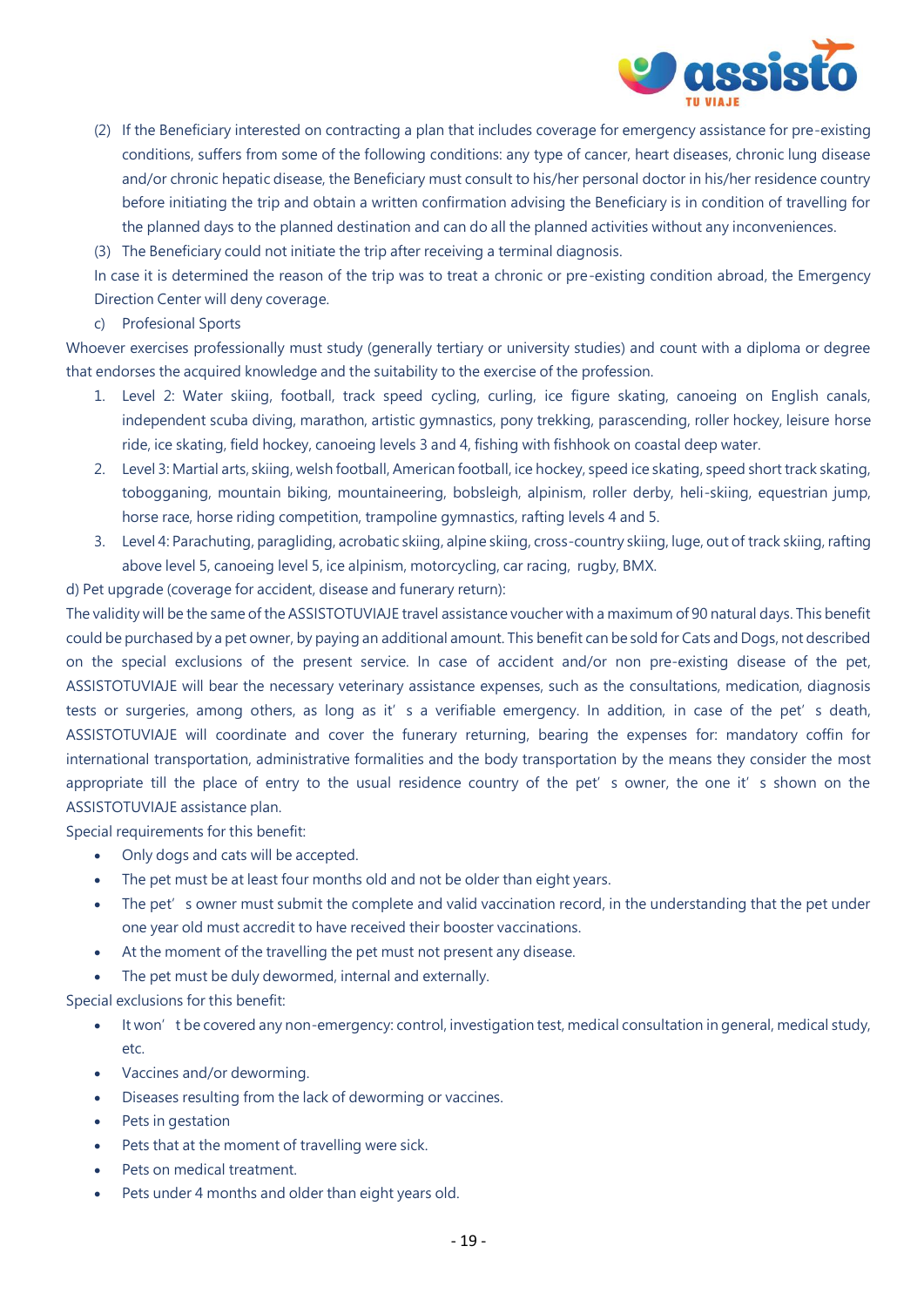(2) If the Beneficiary interested on contracting a plan that includes coverage for emergency assistance for pre-existing conditions, suffers from some of the following conditions: any type of cancer, heart diseases, chronic lung disease and/or chronic hepatic disease, the Beneficiary must consult to his/her personal doctor in his/her residence country before initiating the trip and obtain a written confirmation advising the Beneficiary is in condition of travelling for the planned days to the planned destination and can do all the planned activities without any inconveniences.

(3) The Beneficiary could not initiate the trip after receiving a terminal diagnosis.

In case it is determined the reason of the trip was to treat a chronic or pre-existing condition abroad, the Emergency Direction Center will deny coverage.

c) Profesional Sports

Whoever exercises professionally must study (generally tertiary or university studies) and count with a diploma or degree that endorses the acquired knowledge and the suitability to the exercise of the profession.

1. Level 2: Water skiing, football, track speed cycling, curling, ice figure skating, canoeing on English canals, independent scuba diving, marathon, artistic gymnastics, pony trekking, parascending, roller hockey, leisure horse ride, ice skating, field hockey, canoeing levels 3 and 4, fishing with fishhook on coastal deep water.
2. Level 3: Martial arts, skiing, welsh football, American football, ice hockey, speed ice skating, speed short track skating, tobogganing, mountain biking, mountaineering, bobsleigh, alpinism, roller derby, heli-skiing, equestrian jump, horse race, horse riding competition, trampoline gymnastics, rafting levels 4 and 5.
3. Level 4: Parachuting, paragliding, acrobatic skiing, alpine skiing, cross-country skiing, luge, out of track skiing, rafting above level 5, canoeing level 5, ice alpinism, motorcycling, car racing, rugby, BMX.

d) Pet upgrade (coverage for accident, disease and funerary return):

The validity will be the same of the ASSISTOTUVIAJE travel assistance voucher with a maximum of 90 natural days. This benefit could be purchased by a pet owner, by paying an additional amount. This benefit can be sold for Cats and Dogs, not described on the special exclusions of the present service. In case of accident and/or non pre-existing disease of the pet, ASSISTOTUVIAJE will bear the necessary veterinary assistance expenses, such as the consultations, medication, diagnosis tests or surgeries, among others, as long as it' s a verifiable emergency. In addition, in case of the pet' s death, ASSISTOTUVIAJE will coordinate and cover the funerary returning, bearing the expenses for: mandatory coffin for international transportation, administrative formalities and the body transportation by the means they consider the most appropriate till the place of entry to the usual residence country of the pet' s owner, the one it' s shown on the ASSISTOTUVIAJE assistance plan.

Special requirements for this benefit:

- Only dogs and cats will be accepted.
- The pet must be at least four months old and not be older than eight years.
- The pet' s owner must submit the complete and valid vaccination record, in the understanding that the pet under one year old must accredit to have received their booster vaccinations.
- At the moment of the travelling the pet must not present any disease.
- The pet must be duly dewormed, internal and externally.

Special exclusions for this benefit:

- It won' t be covered any non-emergency: control, investigation test, medical consultation in general, medical study, etc.
- Vaccines and/or deworming.
- Diseases resulting from the lack of deworming or vaccines.
- Pets in gestation
- Pets that at the moment of travelling were sick.
- Pets on medical treatment.
- Pets under 4 months and older than eight years old.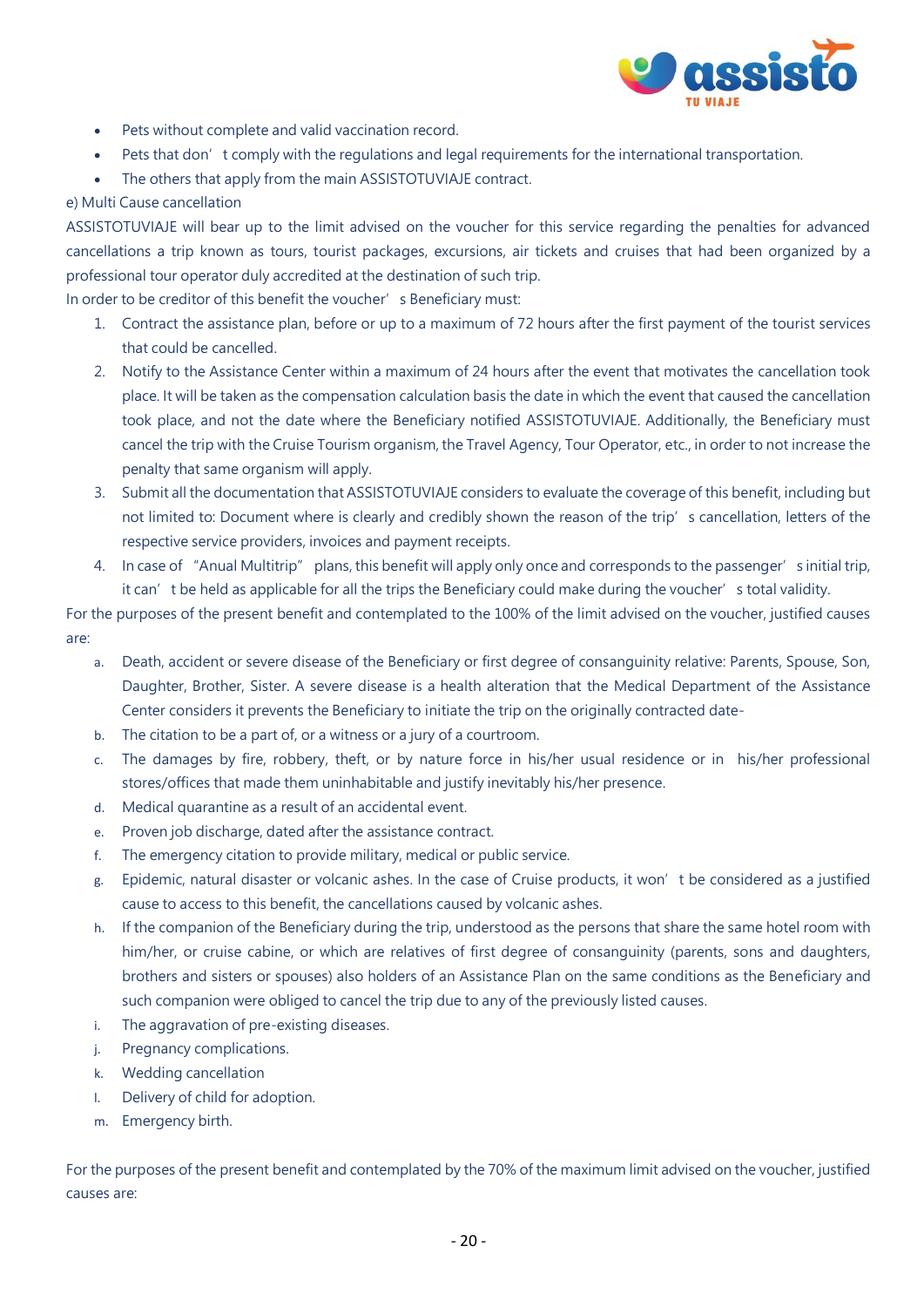- Pets without complete and valid vaccination record.
- Pets that don't comply with the regulations and legal requirements for the international transportation.
- The others that apply from the main ASSISTOTUVIAJE contract.

e) Multi Cause cancellation

ASSISTOTUVIAJE will bear up to the limit advised on the voucher for this service regarding the penalties for advanced cancellations a trip known as tours, tourist packages, excursions, air tickets and cruises that had been organized by a professional tour operator duly accredited at the destination of such trip.

In order to be creditor of this benefit the voucher's Beneficiary must:

1. Contract the assistance plan, before or up to a maximum of 72 hours after the first payment of the tourist services that could be cancelled.
2. Notify to the Assistance Center within a maximum of 24 hours after the event that motivates the cancellation took place. It will be taken as the compensation calculation basis the date in which the event that caused the cancellation took place, and not the date where the Beneficiary notified ASSISTOTUVIAJE. Additionally, the Beneficiary must cancel the trip with the Cruise Tourism organism, the Travel Agency, Tour Operator, etc., in order to not increase the penalty that same organism will apply.
3. Submit all the documentation that ASSISTOTUVIAJE considers to evaluate the coverage of this benefit, including but not limited to: Document where is clearly and credibly shown the reason of the trip's cancellation, letters of the respective service providers, invoices and payment receipts.
4. In case of "Anual Multitrip" plans, this benefit will apply only once and corresponds to the passenger's initial trip, it can't be held as applicable for all the trips the Beneficiary could make during the voucher's total validity.

For the purposes of the present benefit and contemplated to the 100% of the limit advised on the voucher, justified causes are:

a. Death, accident or severe disease of the Beneficiary or first degree of consanguinity relative: Parents, Spouse, Son, Daughter, Brother, Sister. A severe disease is a health alteration that the Medical Department of the Assistance Center considers it prevents the Beneficiary to initiate the trip on the originally contracted date-
b. The citation to be a part of, or a witness or a jury of a courtroom.
c. The damages by fire, robbery, theft, or by nature force in his/her usual residence or in his/her professional stores/offices that made them uninhabitable and justify inevitably his/her presence.
d. Medical quarantine as a result of an accidental event.
e. Proven job discharge, dated after the assistance contract.
f. The emergency citation to provide military, medical or public service.
g. Epidemic, natural disaster or volcanic ashes. In the case of Cruise products, it won't be considered as a justified cause to access to this benefit, the cancellations caused by volcanic ashes.
h. If the companion of the Beneficiary during the trip, understood as the persons that share the same hotel room with him/her, or cruise cabine, or which are relatives of first degree of consanguinity (parents, sons and daughters, brothers and sisters or spouses) also holders of an Assistance Plan on the same conditions as the Beneficiary and such companion were obliged to cancel the trip due to any of the previously listed causes.
i. The aggravation of pre-existing diseases.
j. Pregnancy complications.
k. Wedding cancellation
l. Delivery of child for adoption.
m. Emergency birth.

For the purposes of the present benefit and contemplated by the 70% of the maximum limit advised on the voucher, justified causes are: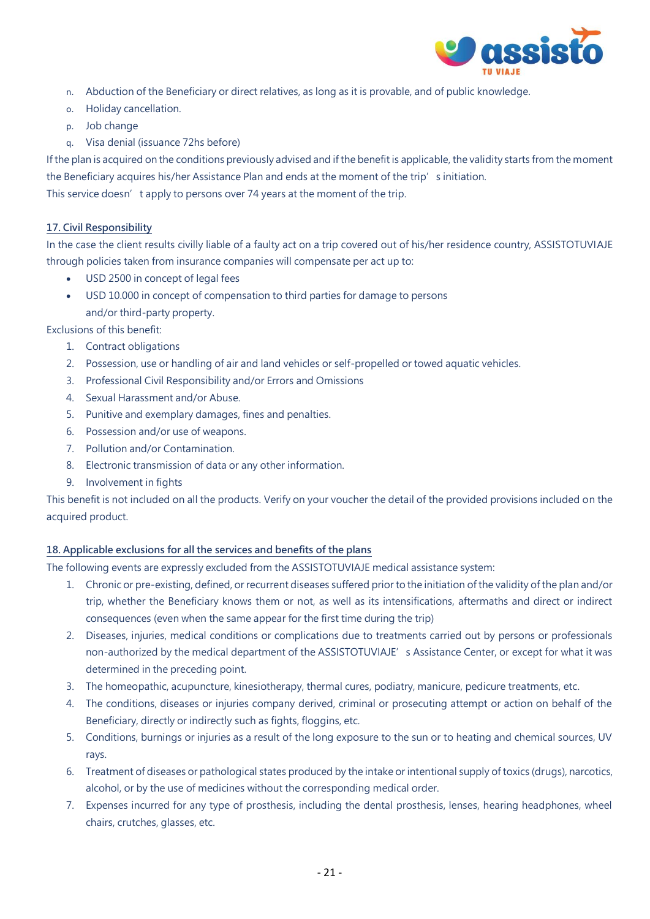n. Abduction of the Beneficiary or direct relatives, as long as it is provable, and of public knowledge.
o. Holiday cancellation.
p. Job change
q. Visa denial (issuance 72hs before)

If the plan is acquired on the conditions previously advised and if the benefit is applicable, the validity starts from the moment the Beneficiary acquires his/her Assistance Plan and ends at the moment of the trip' s initiation.
This service doesn' t apply to persons over 74 years at the moment of the trip.

## 17. Civil Responsibility

In the case the client results civilly liable of a faulty act on a trip covered out of his/her residence country, ASSISTOTUVIAJE through policies taken from insurance companies will compensate per act up to:

- USD 2500 in concept of legal fees
- USD 10.000 in concept of compensation to third parties for damage to persons and/or third-party property.

Exclusions of this benefit:

1. Contract obligations
2. Possession, use or handling of air and land vehicles or self-propelled or towed aquatic vehicles.
3. Professional Civil Responsibility and/or Errors and Omissions
4. Sexual Harassment and/or Abuse.
5. Punitive and exemplary damages, fines and penalties.
6. Possession and/or use of weapons.
7. Pollution and/or Contamination.
8. Electronic transmission of data or any other information.
9. Involvement in fights

This benefit is not included on all the products. Verify on your voucher the detail of the provided provisions included on the acquired product.

## 18. Applicable exclusions for all the services and benefits of the plans

The following events are expressly excluded from the ASSISTOTUVIAJE medical assistance system:

1. Chronic or pre-existing, defined, or recurrent diseases suffered prior to the initiation of the validity of the plan and/or trip, whether the Beneficiary knows them or not, as well as its intensifications, aftermaths and direct or indirect consequences (even when the same appear for the first time during the trip)
2. Diseases, injuries, medical conditions or complications due to treatments carried out by persons or professionals non-authorized by the medical department of the ASSISTOTUVIAJE' s Assistance Center, or except for what it was determined in the preceding point.
3. The homeopathic, acupuncture, kinesiotherapy, thermal cures, podiatry, manicure, pedicure treatments, etc.
4. The conditions, diseases or injuries company derived, criminal or prosecuting attempt or action on behalf of the Beneficiary, directly or indirectly such as fights, floggins, etc.
5. Conditions, burnings or injuries as a result of the long exposure to the sun or to heating and chemical sources, UV rays.
6. Treatment of diseases or pathological states produced by the intake or intentional supply of toxics (drugs), narcotics, alcohol, or by the use of medicines without the corresponding medical order.
7. Expenses incurred for any type of prosthesis, including the dental prosthesis, lenses, hearing headphones, wheel chairs, crutches, glasses, etc.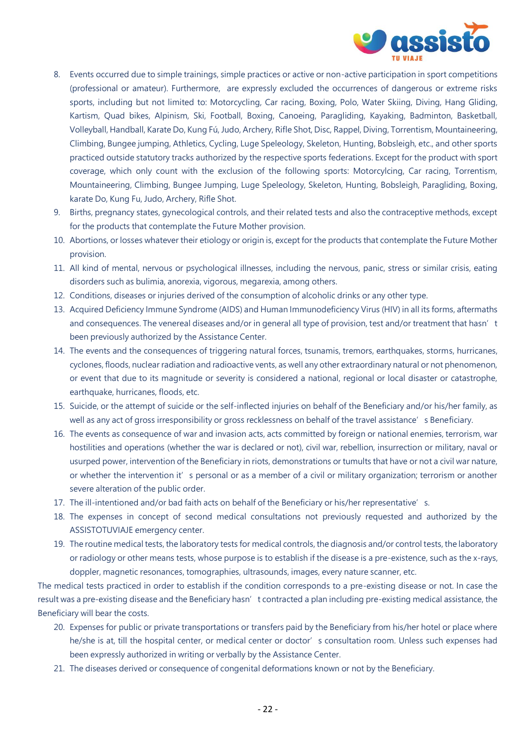8. Events occurred due to simple trainings, simple practices or active or non-active participation in sport competitions (professional or amateur). Furthermore, are expressly excluded the occurrences of dangerous or extreme risks sports, including but not limited to: Motorcycling, Car racing, Boxing, Polo, Water Skiing, Diving, Hang Gliding, Kartism, Quad bikes, Alpinism, Ski, Football, Boxing, Canoeing, Paragliding, Kayaking, Badminton, Basketball, Volleyball, Handball, Karate Do, Kung Fú, Judo, Archery, Rifle Shot, Disc, Rappel, Diving, Torrentism, Mountaineering, Climbing, Bungee jumping, Athletics, Cycling, Luge Speleology, Skeleton, Hunting, Bobsleigh, etc., and other sports practiced outside statutory tracks authorized by the respective sports federations. Except for the product with sport coverage, which only count with the exclusion of the following sports: Motorcycling, Car racing, Torrentism, Mountaineering, Climbing, Bungee Jumping, Luge Speleology, Skeleton, Hunting, Bobsleigh, Paragliding, Boxing, karate Do, Kung Fu, Judo, Archery, Rifle Shot.
9. Births, pregnancy states, gynecological controls, and their related tests and also the contraceptive methods, except for the products that contemplate the Future Mother provision.
10. Abortions, or losses whatever their etiology or origin is, except for the products that contemplate the Future Mother provision.
11. All kind of mental, nervous or psychological illnesses, including the nervous, panic, stress or similar crisis, eating disorders such as bulimia, anorexia, vigorous, megarexia, among others.
12. Conditions, diseases or injuries derived of the consumption of alcoholic drinks or any other type.
13. Acquired Deficiency Immune Syndrome (AIDS) and Human Immunodeficiency Virus (HIV) in all its forms, aftermaths and consequences. The venereal diseases and/or in general all type of provision, test and/or treatment that hasn't been previously authorized by the Assistance Center.
14. The events and the consequences of triggering natural forces, tsunamis, tremors, earthquakes, storms, hurricanes, cyclones, floods, nuclear radiation and radioactive vents, as well any other extraordinary natural or not phenomenon, or event that due to its magnitude or severity is considered a national, regional or local disaster or catastrophe, earthquake, hurricanes, floods, etc.
15. Suicide, or the attempt of suicide or the self-inflected injuries on behalf of the Beneficiary and/or his/her family, as well as any act of gross irresponsibility or gross recklessness on behalf of the travel assistance's Beneficiary.
16. The events as consequence of war and invasion acts, acts committed by foreign or national enemies, terrorism, war hostilities and operations (whether the war is declared or not), civil war, rebellion, insurrection or military, naval or usurped power, intervention of the Beneficiary in riots, demonstrations or tumults that have or not a civil war nature, or whether the intervention it's personal or as a member of a civil or military organization; terrorism or another severe alteration of the public order.
17. The ill-intentioned and/or bad faith acts on behalf of the Beneficiary or his/her representative's.
18. The expenses in concept of second medical consultations not previously requested and authorized by the ASSISTOTUVIAJE emergency center.
19. The routine medical tests, the laboratory tests for medical controls, the diagnosis and/or control tests, the laboratory or radiology or other means tests, whose purpose is to establish if the disease is a pre-existence, such as the x-rays, doppler, magnetic resonances, tomographies, ultrasounds, images, every nature scanner, etc.

The medical tests practiced in order to establish if the condition corresponds to a pre-existing disease or not. In case the result was a pre-existing disease and the Beneficiary hasn't contracted a plan including pre-existing medical assistance, the Beneficiary will bear the costs.

20. Expenses for public or private transportations or transfers paid by the Beneficiary from his/her hotel or place where he/she is at, till the hospital center, or medical center or doctor's consultation room. Unless such expenses had been expressly authorized in writing or verbally by the Assistance Center.
21. The diseases derived or consequence of congenital deformations known or not by the Beneficiary.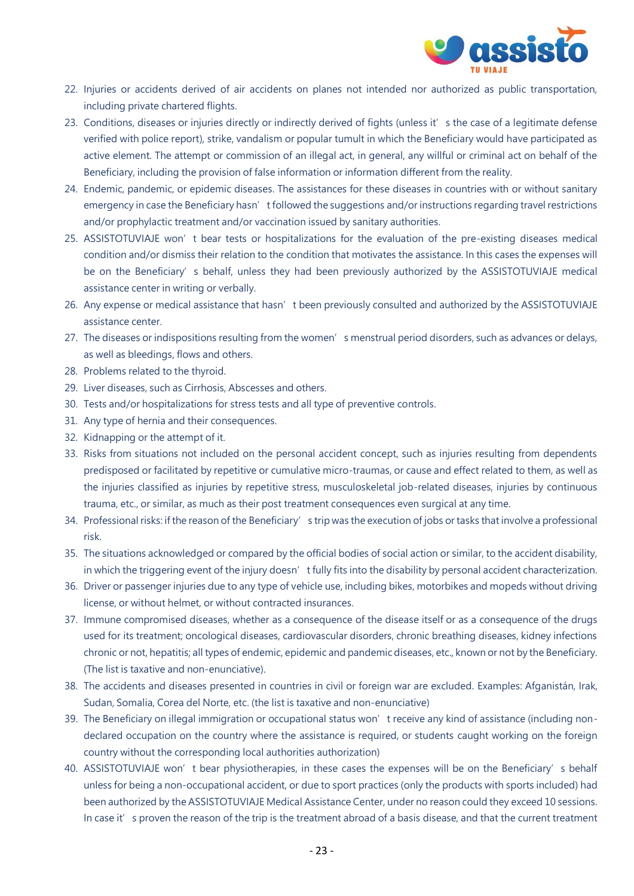22. Injuries or accidents derived of air accidents on planes not intended nor authorized as public transportation, including private chartered flights.
23. Conditions, diseases or injuries directly or indirectly derived of fights (unless it's the case of a legitimate defense verified with police report), strike, vandalism or popular tumult in which the Beneficiary would have participated as active element. The attempt or commission of an illegal act, in general, any willful or criminal act on behalf of the Beneficiary, including the provision of false information or information different from the reality.
24. Endemic, pandemic, or epidemic diseases. The assistances for these diseases in countries with or without sanitary emergency in case the Beneficiary hasn't followed the suggestions and/or instructions regarding travel restrictions and/or prophylactic treatment and/or vaccination issued by sanitary authorities.
25. ASSISTOTUVIAJE won't bear tests or hospitalizations for the evaluation of the pre-existing diseases medical condition and/or dismiss their relation to the condition that motivates the assistance. In this cases the expenses will be on the Beneficiary's behalf, unless they had been previously authorized by the ASSISTOTUVIAJE medical assistance center in writing or verbally.
26. Any expense or medical assistance that hasn't been previously consulted and authorized by the ASSISTOTUVIAJE assistance center.
27. The diseases or indispositions resulting from the women's menstrual period disorders, such as advances or delays, as well as bleedings, flows and others.
28. Problems related to the thyroid.
29. Liver diseases, such as Cirrhosis, Abscesses and others.
30. Tests and/or hospitalizations for stress tests and all type of preventive controls.
31. Any type of hernia and their consequences.
32. Kidnapping or the attempt of it.
33. Risks from situations not included on the personal accident concept, such as injuries resulting from dependents predisposed or facilitated by repetitive or cumulative micro-traumas, or cause and effect related to them, as well as the injuries classified as injuries by repetitive stress, musculoskeletal job-related diseases, injuries by continuous trauma, etc., or similar, as much as their post treatment consequences even surgical at any time.
34. Professional risks: if the reason of the Beneficiary's trip was the execution of jobs or tasks that involve a professional risk.
35. The situations acknowledged or compared by the official bodies of social action or similar, to the accident disability, in which the triggering event of the injury doesn't fully fits into the disability by personal accident characterization.
36. Driver or passenger injuries due to any type of vehicle use, including bikes, motorbikes and mopeds without driving license, or without helmet, or without contracted insurances.
37. Immune compromised diseases, whether as a consequence of the disease itself or as a consequence of the drugs used for its treatment; oncological diseases, cardiovascular disorders, chronic breathing diseases, kidney infections chronic or not, hepatitis; all types of endemic, epidemic and pandemic diseases, etc., known or not by the Beneficiary. (The list is taxative and non-enunciative).
38. The accidents and diseases presented in countries in civil or foreign war are excluded. Examples: Afganistán, Irak, Sudan, Somalia, Corea del Norte, etc. (the list is taxative and non-enunciative)
39. The Beneficiary on illegal immigration or occupational status won't receive any kind of assistance (including non-declared occupation on the country where the assistance is required, or students caught working on the foreign country without the corresponding local authorities authorization)
40. ASSISTOTUVIAJE won't bear physiotherapies, in these cases the expenses will be on the Beneficiary's behalf unless for being a non-occupational accident, or due to sport practices (only the products with sports included) had been authorized by the ASSISTOTUVIAJE Medical Assistance Center, under no reason could they exceed 10 sessions. In case it's proven the reason of the trip is the treatment abroad of a basis disease, and that the current treatment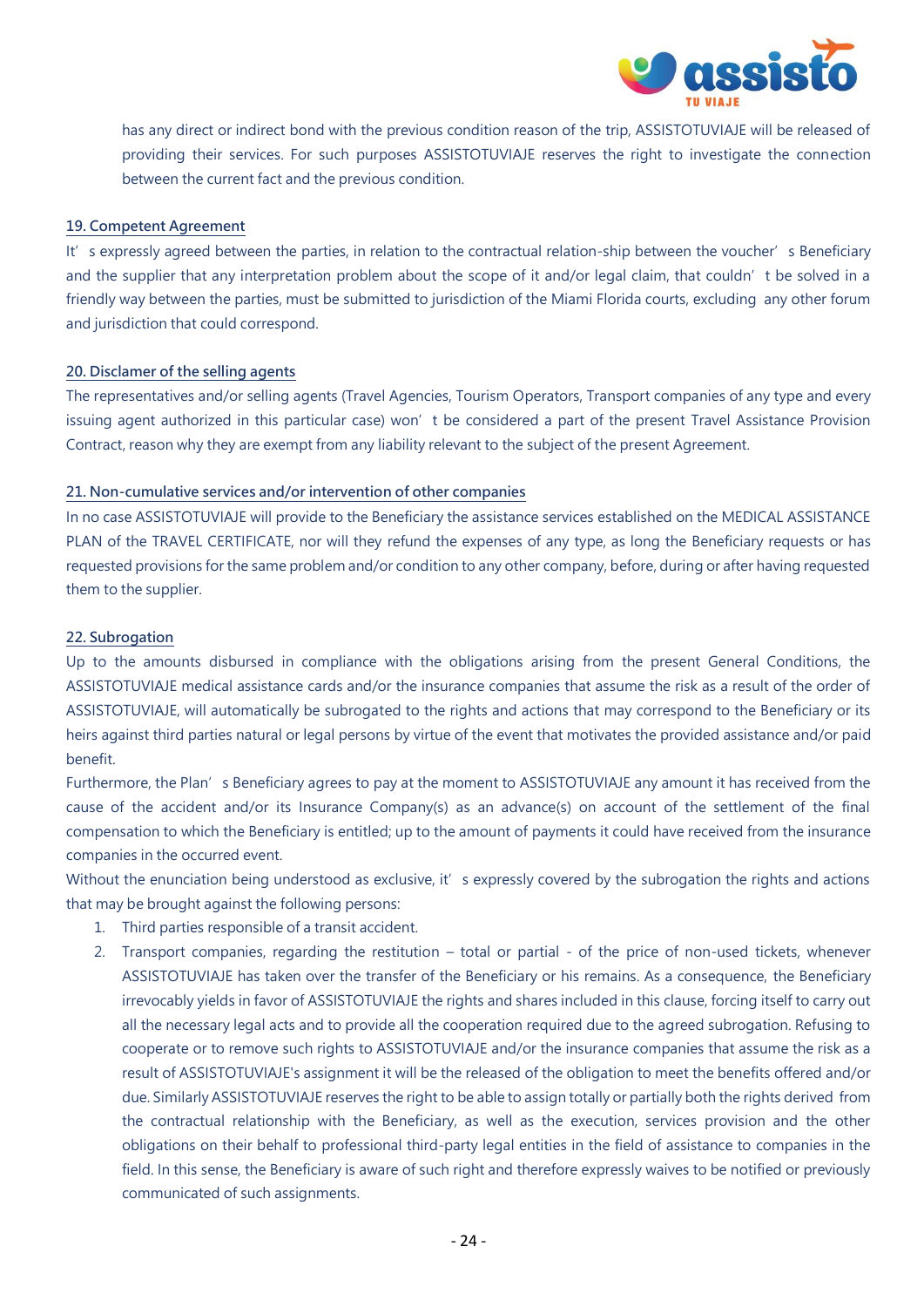has any direct or indirect bond with the previous condition reason of the trip, ASSISTOTUVIAJE will be released of providing their services. For such purposes ASSISTOTUVIAJE reserves the right to investigate the connection between the current fact and the previous condition.

## 19. Competent Agreement

It' s expressly agreed between the parties, in relation to the contractual relation-ship between the voucher' s Beneficiary and the supplier that any interpretation problem about the scope of it and/or legal claim, that couldn' t be solved in a friendly way between the parties, must be submitted to jurisdiction of the Miami Florida courts, excluding any other forum and jurisdiction that could correspond.

## 20. Disclamer of the selling agents

The representatives and/or selling agents (Travel Agencies, Tourism Operators, Transport companies of any type and every issuing agent authorized in this particular case) won' t be considered a part of the present Travel Assistance Provision Contract, reason why they are exempt from any liability relevant to the subject of the present Agreement.

## 21. Non-cumulative services and/or intervention of other companies

In no case ASSISTOTUVIAJE will provide to the Beneficiary the assistance services established on the MEDICAL ASSISTANCE PLAN of the TRAVEL CERTIFICATE, nor will they refund the expenses of any type, as long the Beneficiary requests or has requested provisions for the same problem and/or condition to any other company, before, during or after having requested them to the supplier.

## 22. Subrogation

Up to the amounts disbursed in compliance with the obligations arising from the present General Conditions, the ASSISTOTUVIAJE medical assistance cards and/or the insurance companies that assume the risk as a result of the order of ASSISTOTUVIAJE, will automatically be subrogated to the rights and actions that may correspond to the Beneficiary or its heirs against third parties natural or legal persons by virtue of the event that motivates the provided assistance and/or paid benefit.

Furthermore, the Plan' s Beneficiary agrees to pay at the moment to ASSISTOTUVIAJE any amount it has received from the cause of the accident and/or its Insurance Company(s) as an advance(s) on account of the settlement of the final compensation to which the Beneficiary is entitled; up to the amount of payments it could have received from the insurance companies in the occurred event.

Without the enunciation being understood as exclusive, it' s expressly covered by the subrogation the rights and actions that may be brought against the following persons:

1. Third parties responsible of a transit accident.
2. Transport companies, regarding the restitution – total or partial - of the price of non-used tickets, whenever ASSISTOTUVIAJE has taken over the transfer of the Beneficiary or his remains. As a consequence, the Beneficiary irrevocably yields in favor of ASSISTOTUVIAJE the rights and shares included in this clause, forcing itself to carry out all the necessary legal acts and to provide all the cooperation required due to the agreed subrogation. Refusing to cooperate or to remove such rights to ASSISTOTUVIAJE and/or the insurance companies that assume the risk as a result of ASSISTOTUVIAJE's assignment it will be the released of the obligation to meet the benefits offered and/or due. Similarly ASSISTOTUVIAJE reserves the right to be able to assign totally or partially both the rights derived from the contractual relationship with the Beneficiary, as well as the execution, services provision and the other obligations on their behalf to professional third-party legal entities in the field of assistance to companies in the field. In this sense, the Beneficiary is aware of such right and therefore expressly waives to be notified or previously communicated of such assignments.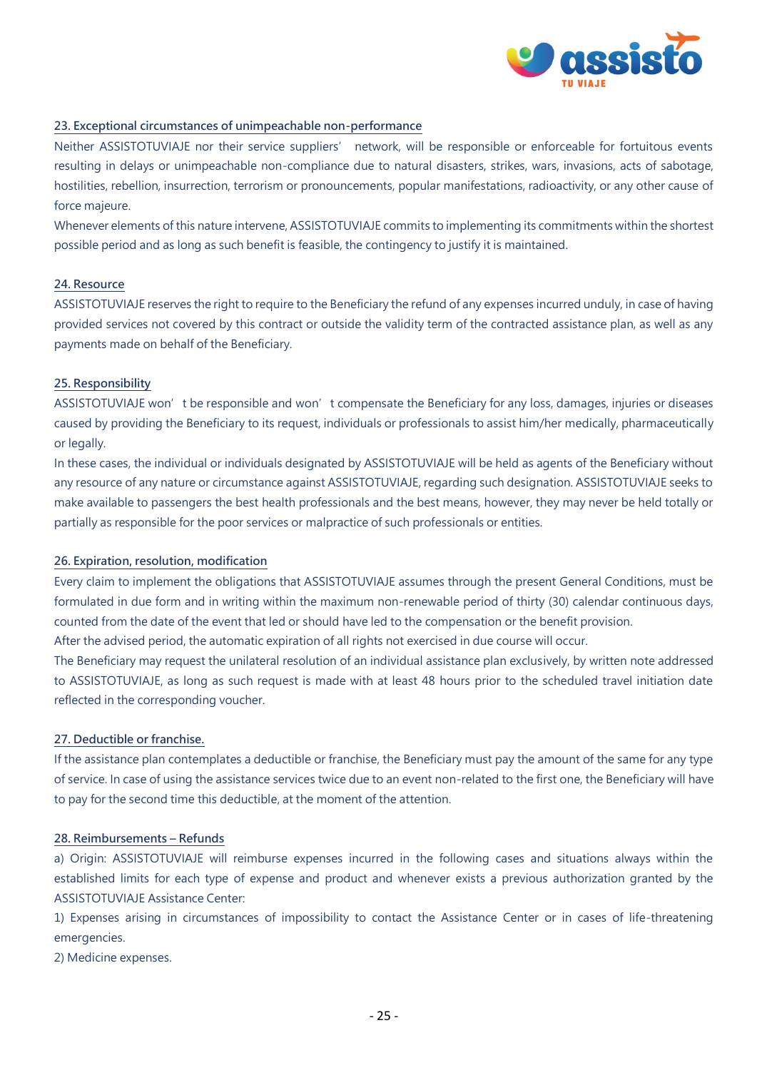## 23. Exceptional circumstances of unimpeachable non-performance

Neither ASSISTOTUVIAJE nor their service suppliers' network, will be responsible or enforceable for fortuitous events resulting in delays or unimpeachable non-compliance due to natural disasters, strikes, wars, invasions, acts of sabotage, hostilities, rebellion, insurrection, terrorism or pronouncements, popular manifestations, radioactivity, or any other cause of force majeure.

Whenever elements of this nature intervene, ASSISTOTUVIAJE commits to implementing its commitments within the shortest possible period and as long as such benefit is feasible, the contingency to justify it is maintained.

## 24. Resource

ASSISTOTUVIAJE reserves the right to require to the Beneficiary the refund of any expenses incurred unduly, in case of having provided services not covered by this contract or outside the validity term of the contracted assistance plan, as well as any payments made on behalf of the Beneficiary.

## 25. Responsibility

ASSISTOTUVIAJE won't be responsible and won't compensate the Beneficiary for any loss, damages, injuries or diseases caused by providing the Beneficiary to its request, individuals or professionals to assist him/her medically, pharmaceutically or legally.

In these cases, the individual or individuals designated by ASSISTOTUVIAJE will be held as agents of the Beneficiary without any resource of any nature or circumstance against ASSISTOTUVIAJE, regarding such designation. ASSISTOTUVIAJE seeks to make available to passengers the best health professionals and the best means, however, they may never be held totally or partially as responsible for the poor services or malpractice of such professionals or entities.

## 26. Expiration, resolution, modification

Every claim to implement the obligations that ASSISTOTUVIAJE assumes through the present General Conditions, must be formulated in due form and in writing within the maximum non-renewable period of thirty (30) calendar continuous days, counted from the date of the event that led or should have led to the compensation or the benefit provision.

After the advised period, the automatic expiration of all rights not exercised in due course will occur.

The Beneficiary may request the unilateral resolution of an individual assistance plan exclusively, by written note addressed to ASSISTOTUVIAJE, as long as such request is made with at least 48 hours prior to the scheduled travel initiation date reflected in the corresponding voucher.

## 27. Deductible or franchise.

If the assistance plan contemplates a deductible or franchise, the Beneficiary must pay the amount of the same for any type of service. In case of using the assistance services twice due to an event non-related to the first one, the Beneficiary will have to pay for the second time this deductible, at the moment of the attention.

## 28. Reimbursements – Refunds

a) Origin: ASSISTOTUVIAJE will reimburse expenses incurred in the following cases and situations always within the established limits for each type of expense and product and whenever exists a previous authorization granted by the ASSISTOTUVIAJE Assistance Center:

1) Expenses arising in circumstances of impossibility to contact the Assistance Center or in cases of life-threatening emergencies.

2) Medicine expenses.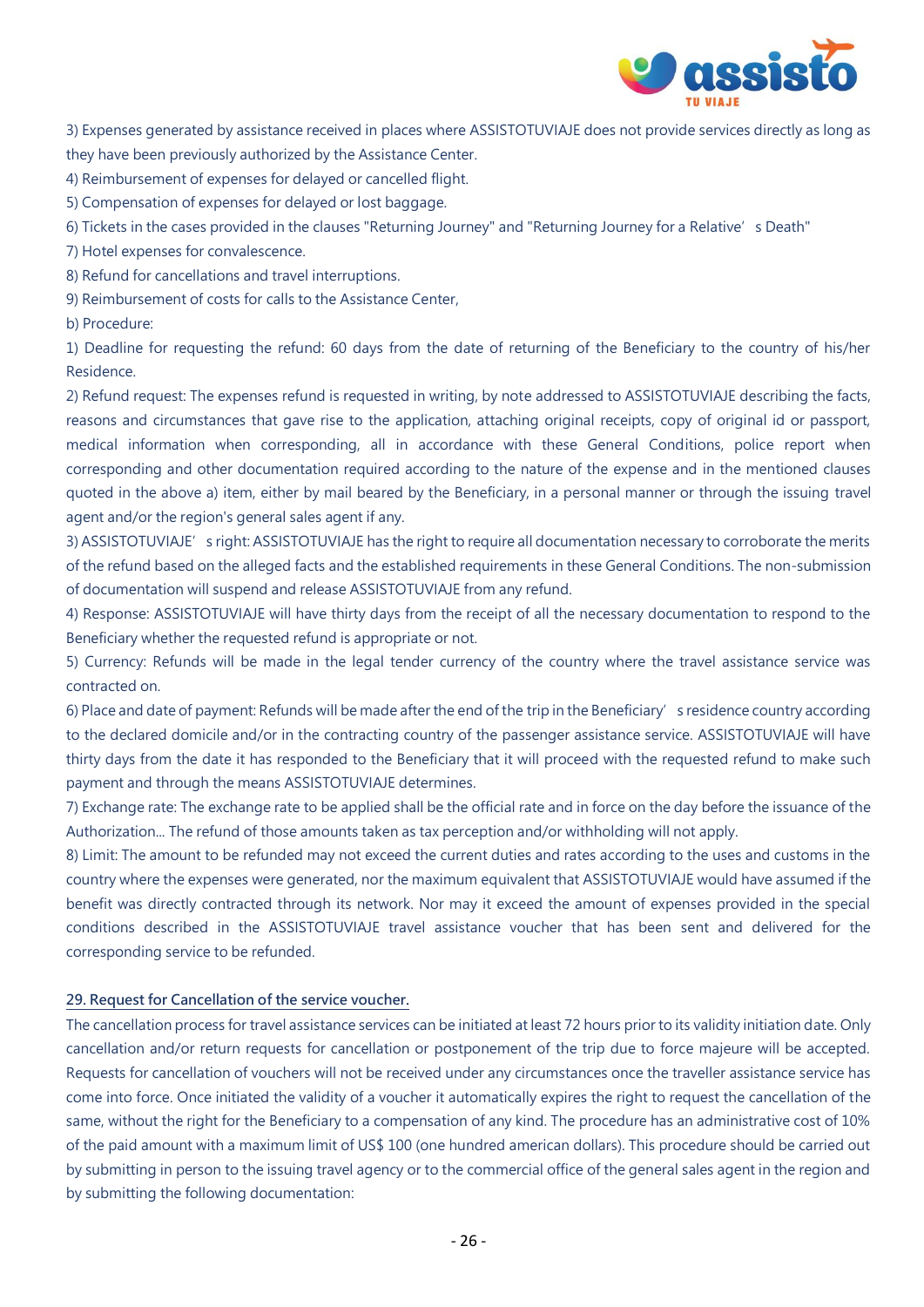3) Expenses generated by assistance received in places where ASSISTOTUVIAJE does not provide services directly as long as they have been previously authorized by the Assistance Center.

4) Reimbursement of expenses for delayed or cancelled flight.

5) Compensation of expenses for delayed or lost baggage.

6) Tickets in the cases provided in the clauses "Returning Journey" and "Returning Journey for a Relative's Death"

7) Hotel expenses for convalescence.

8) Refund for cancellations and travel interruptions.

9) Reimbursement of costs for calls to the Assistance Center,

b) Procedure:

1) Deadline for requesting the refund: 60 days from the date of returning of the Beneficiary to the country of his/her Residence.

2) Refund request: The expenses refund is requested in writing, by note addressed to ASSISTOTUVIAJE describing the facts, reasons and circumstances that gave rise to the application, attaching original receipts, copy of original id or passport, medical information when corresponding, all in accordance with these General Conditions, police report when corresponding and other documentation required according to the nature of the expense and in the mentioned clauses quoted in the above a) item, either by mail beared by the Beneficiary, in a personal manner or through the issuing travel agent and/or the region's general sales agent if any.

3) ASSISTOTUVIAJE's right: ASSISTOTUVIAJE has the right to require all documentation necessary to corroborate the merits of the refund based on the alleged facts and the established requirements in these General Conditions. The non-submission of documentation will suspend and release ASSISTOTUVIAJE from any refund.

4) Response: ASSISTOTUVIAJE will have thirty days from the receipt of all the necessary documentation to respond to the Beneficiary whether the requested refund is appropriate or not.

5) Currency: Refunds will be made in the legal tender currency of the country where the travel assistance service was contracted on.

6) Place and date of payment: Refunds will be made after the end of the trip in the Beneficiary's residence country according to the declared domicile and/or in the contracting country of the passenger assistance service. ASSISTOTUVIAJE will have thirty days from the date it has responded to the Beneficiary that it will proceed with the requested refund to make such payment and through the means ASSISTOTUVIAJE determines.

7) Exchange rate: The exchange rate to be applied shall be the official rate and in force on the day before the issuance of the Authorization... The refund of those amounts taken as tax perception and/or withholding will not apply.

8) Limit: The amount to be refunded may not exceed the current duties and rates according to the uses and customs in the country where the expenses were generated, nor the maximum equivalent that ASSISTOTUVIAJE would have assumed if the benefit was directly contracted through its network. Nor may it exceed the amount of expenses provided in the special conditions described in the ASSISTOTUVIAJE travel assistance voucher that has been sent and delivered for the corresponding service to be refunded.

## 29. Request for Cancellation of the service voucher.

The cancellation process for travel assistance services can be initiated at least 72 hours prior to its validity initiation date. Only cancellation and/or return requests for cancellation or postponement of the trip due to force majeure will be accepted. Requests for cancellation of vouchers will not be received under any circumstances once the traveller assistance service has come into force. Once initiated the validity of a voucher it automatically expires the right to request the cancellation of the same, without the right for the Beneficiary to a compensation of any kind. The procedure has an administrative cost of 10% of the paid amount with a maximum limit of US$ 100 (one hundred american dollars). This procedure should be carried out by submitting in person to the issuing travel agency or to the commercial office of the general sales agent in the region and by submitting the following documentation: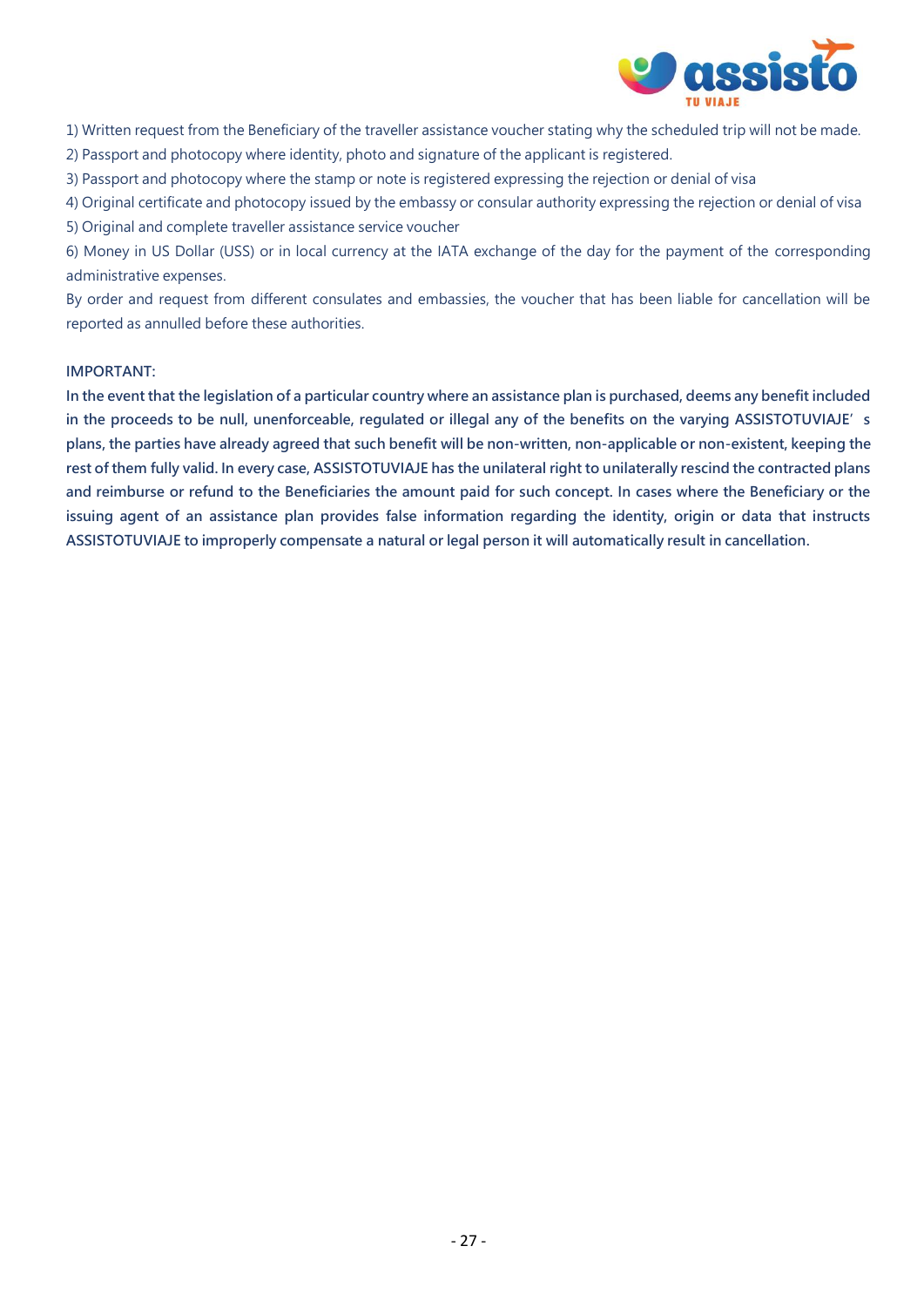1) Written request from the Beneficiary of the traveller assistance voucher stating why the scheduled trip will not be made.
2) Passport and photocopy where identity, photo and signature of the applicant is registered.
3) Passport and photocopy where the stamp or note is registered expressing the rejection or denial of visa
4) Original certificate and photocopy issued by the embassy or consular authority expressing the rejection or denial of visa
5) Original and complete traveller assistance service voucher
6) Money in US Dollar (USS) or in local currency at the IATA exchange of the day for the payment of the corresponding administrative expenses.

By order and request from different consulates and embassies, the voucher that has been liable for cancellation will be reported as annulled before these authorities.

IMPORTANT:

**In the event that the legislation of a particular country where an assistance plan is purchased, deems any benefit included in the proceeds to be null, unenforceable, regulated or illegal any of the benefits on the varying ASSISTOTUVIAJE' s plans, the parties have already agreed that such benefit will be non-written, non-applicable or non-existent, keeping the rest of them fully valid. In every case, ASSISTOTUVIAJE has the unilateral right to unilaterally rescind the contracted plans and reimburse or refund to the Beneficiaries the amount paid for such concept. In cases where the Beneficiary or the issuing agent of an assistance plan provides false information regarding the identity, origin or data that instructs ASSISTOTUVIAJE to improperly compensate a natural or legal person it will automatically result in cancellation.**